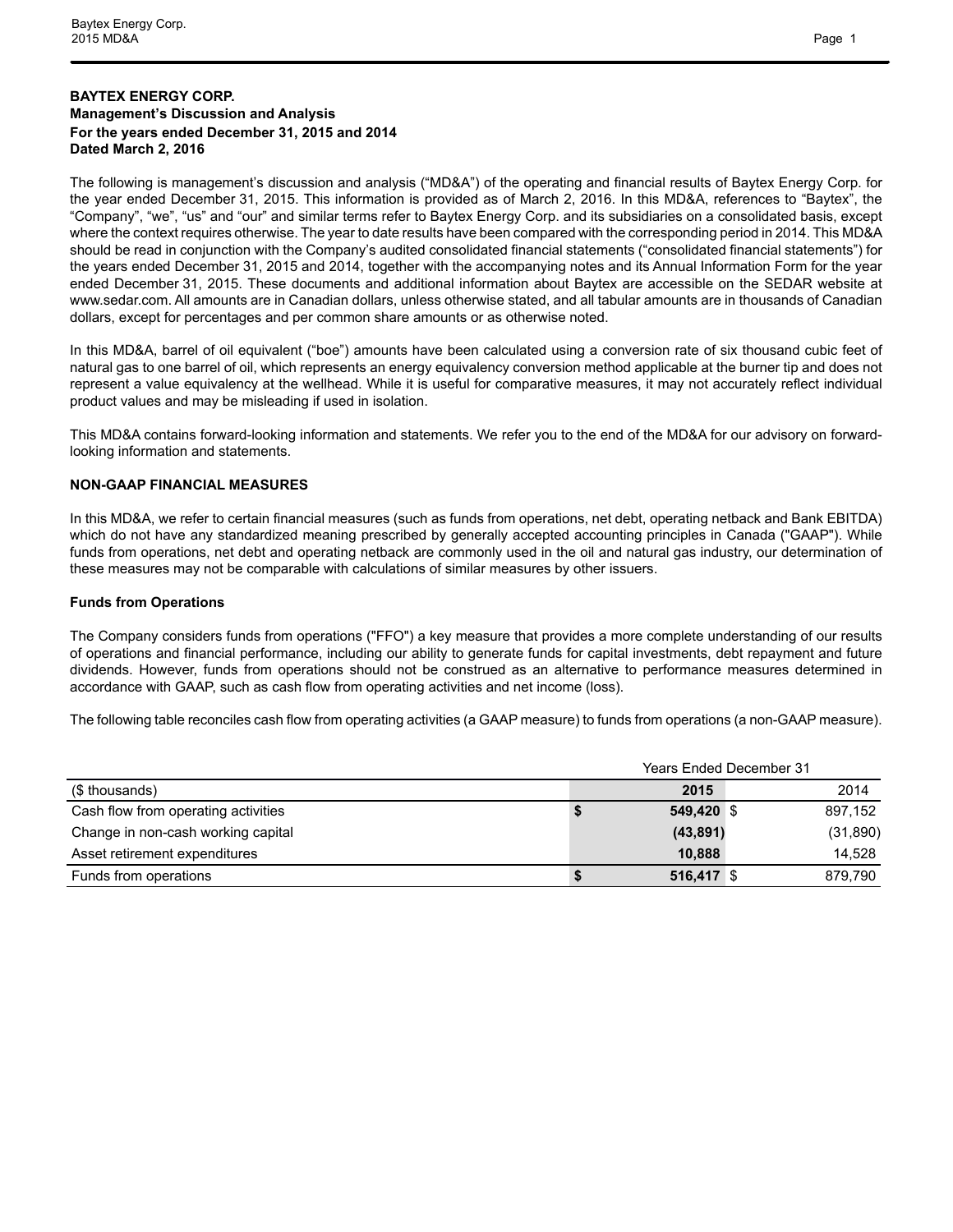**BAYTEX ENERGY CORP.**
**Management's Discussion and Analysis**
**For the years ended December 31, 2015 and 2014**
**Dated March 2, 2016**

The following is management's discussion and analysis ("MD&A") of the operating and financial results of Baytex Energy Corp. for the year ended December 31, 2015. This information is provided as of March 2, 2016. In this MD&A, references to "Baytex", the "Company", "we", "us" and "our" and similar terms refer to Baytex Energy Corp. and its subsidiaries on a consolidated basis, except where the context requires otherwise. The year to date results have been compared with the corresponding period in 2014. This MD&A should be read in conjunction with the Company's audited consolidated financial statements ("consolidated financial statements") for the years ended December 31, 2015 and 2014, together with the accompanying notes and its Annual Information Form for the year ended December 31, 2015. These documents and additional information about Baytex are accessible on the SEDAR website at www.sedar.com. All amounts are in Canadian dollars, unless otherwise stated, and all tabular amounts are in thousands of Canadian dollars, except for percentages and per common share amounts or as otherwise noted.

In this MD&A, barrel of oil equivalent ("boe") amounts have been calculated using a conversion rate of six thousand cubic feet of natural gas to one barrel of oil, which represents an energy equivalency conversion method applicable at the burner tip and does not represent a value equivalency at the wellhead. While it is useful for comparative measures, it may not accurately reflect individual product values and may be misleading if used in isolation.

This MD&A contains forward-looking information and statements. We refer you to the end of the MD&A for our advisory on forward-looking information and statements.

## NON-GAAP FINANCIAL MEASURES

In this MD&A, we refer to certain financial measures (such as funds from operations, net debt, operating netback and Bank EBITDA) which do not have any standardized meaning prescribed by generally accepted accounting principles in Canada ("GAAP"). While funds from operations, net debt and operating netback are commonly used in the oil and natural gas industry, our determination of these measures may not be comparable with calculations of similar measures by other issuers.

### Funds from Operations

The Company considers funds from operations ("FFO") a key measure that provides a more complete understanding of our results of operations and financial performance, including our ability to generate funds for capital investments, debt repayment and future dividends. However, funds from operations should not be construed as an alternative to performance measures determined in accordance with GAAP, such as cash flow from operating activities and net income (loss).

The following table reconciles cash flow from operating activities (a GAAP measure) to funds from operations (a non-GAAP measure).

| | Years Ended December 31 | |
|---|---|---|
| ($ thousands) | **2015** | 2014 |
| Cash flow from operating activities | **$ 549,420** | $ 897,152 |
| Change in non-cash working capital | **(43,891)** | (31,890) |
| Asset retirement expenditures | **10,888** | 14,528 |
| Funds from operations | **$ 516,417** | $ 879,790 |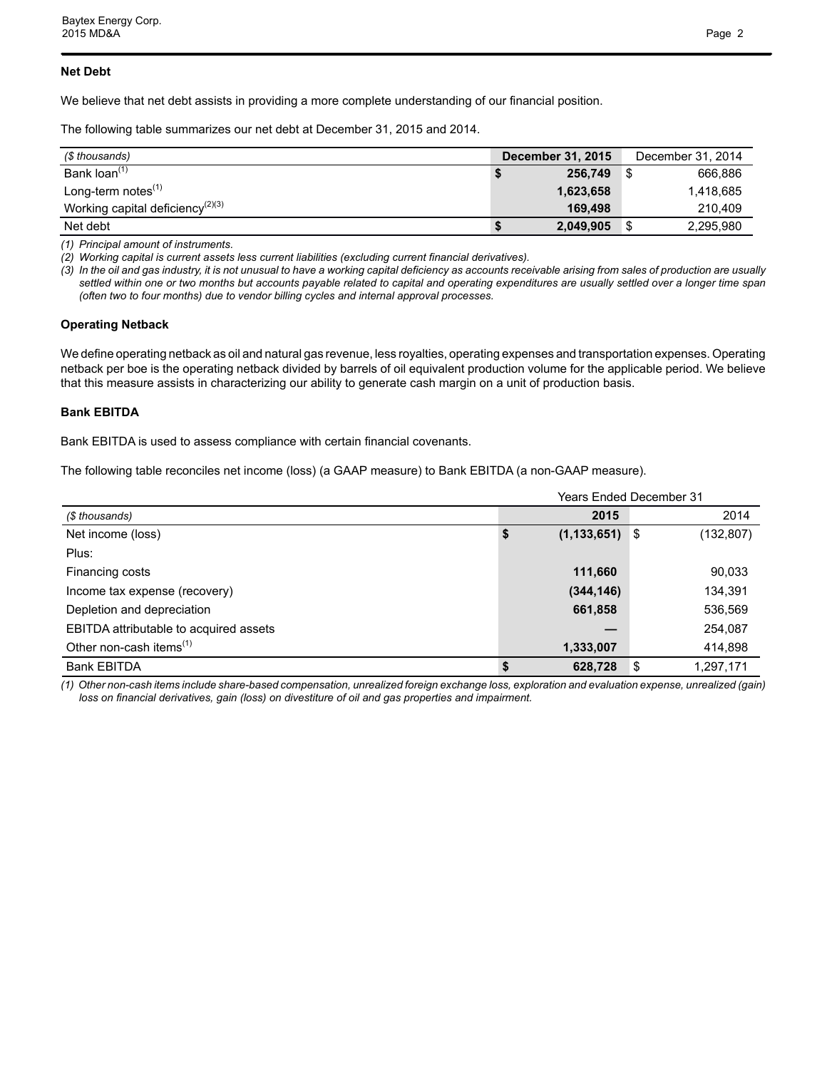### Net Debt

We believe that net debt assists in providing a more complete understanding of our financial position.

The following table summarizes our net debt at December 31, 2015 and 2014.

| ($ thousands) | December 31, 2015 | December 31, 2014 |
|---|---|---|
| Bank loan[1] | $ 256,749 | $ 666,886 |
| Long-term notes[1] | 1,623,658 | 1,418,685 |
| Working capital deficiency[2][3] | 169,498 | 210,409 |
| Net debt | $ 2,049,905 | $ 2,295,980 |

*(1) Principal amount of instruments.*
*(2) Working capital is current assets less current liabilities (excluding current financial derivatives).*
*(3) In the oil and gas industry, it is not unusual to have a working capital deficiency as accounts receivable arising from sales of production are usually settled within one or two months but accounts payable related to capital and operating expenditures are usually settled over a longer time span (often two to four months) due to vendor billing cycles and internal approval processes.*

### Operating Netback

We define operating netback as oil and natural gas revenue, less royalties, operating expenses and transportation expenses. Operating netback per boe is the operating netback divided by barrels of oil equivalent production volume for the applicable period. We believe that this measure assists in characterizing our ability to generate cash margin on a unit of production basis.

### Bank EBITDA

Bank EBITDA is used to assess compliance with certain financial covenants.

The following table reconciles net income (loss) (a GAAP measure) to Bank EBITDA (a non-GAAP measure).

| | Years Ended December 31 | |
|---|---|---|
| ($ thousands) | 2015 | 2014 |
| Net income (loss) | $ (1,133,651) | $ (132,807) |
| Plus: | | |
| Financing costs | 111,660 | 90,033 |
| Income tax expense (recovery) | (344,146) | 134,391 |
| Depletion and depreciation | 661,858 | 536,569 |
| EBITDA attributable to acquired assets | — | 254,087 |
| Other non-cash items[1] | 1,333,007 | 414,898 |
| Bank EBITDA | $ 628,728 | $ 1,297,171 |

*(1) Other non-cash items include share-based compensation, unrealized foreign exchange loss, exploration and evaluation expense, unrealized (gain) loss on financial derivatives, gain (loss) on divestiture of oil and gas properties and impairment.*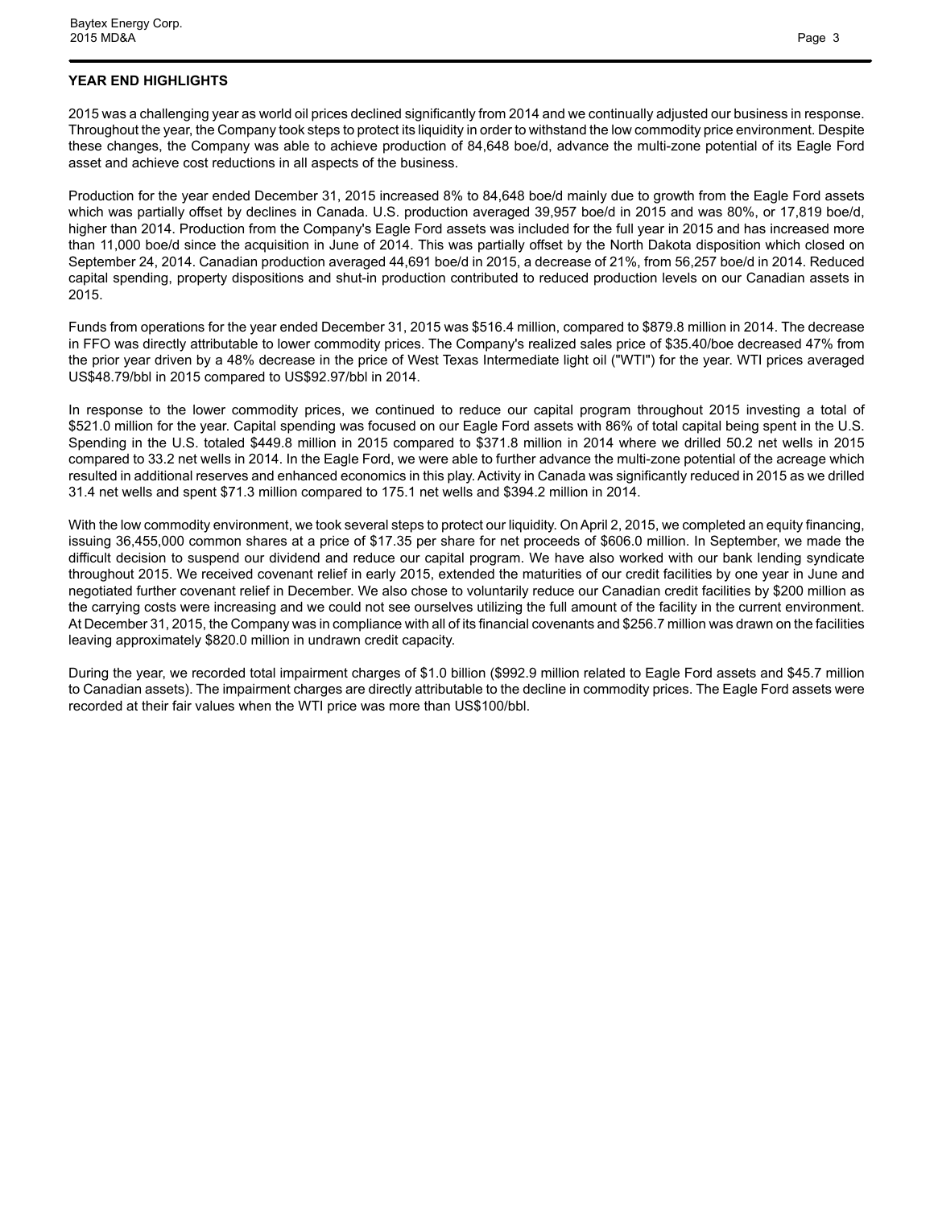## YEAR END HIGHLIGHTS

2015 was a challenging year as world oil prices declined significantly from 2014 and we continually adjusted our business in response. Throughout the year, the Company took steps to protect its liquidity in order to withstand the low commodity price environment. Despite these changes, the Company was able to achieve production of 84,648 boe/d, advance the multi-zone potential of its Eagle Ford asset and achieve cost reductions in all aspects of the business.

Production for the year ended December 31, 2015 increased 8% to 84,648 boe/d mainly due to growth from the Eagle Ford assets which was partially offset by declines in Canada. U.S. production averaged 39,957 boe/d in 2015 and was 80%, or 17,819 boe/d, higher than 2014. Production from the Company's Eagle Ford assets was included for the full year in 2015 and has increased more than 11,000 boe/d since the acquisition in June of 2014. This was partially offset by the North Dakota disposition which closed on September 24, 2014. Canadian production averaged 44,691 boe/d in 2015, a decrease of 21%, from 56,257 boe/d in 2014. Reduced capital spending, property dispositions and shut-in production contributed to reduced production levels on our Canadian assets in 2015.

Funds from operations for the year ended December 31, 2015 was $516.4 million, compared to $879.8 million in 2014. The decrease in FFO was directly attributable to lower commodity prices. The Company's realized sales price of $35.40/boe decreased 47% from the prior year driven by a 48% decrease in the price of West Texas Intermediate light oil ("WTI") for the year. WTI prices averaged US$48.79/bbl in 2015 compared to US$92.97/bbl in 2014.

In response to the lower commodity prices, we continued to reduce our capital program throughout 2015 investing a total of $521.0 million for the year. Capital spending was focused on our Eagle Ford assets with 86% of total capital being spent in the U.S. Spending in the U.S. totaled $449.8 million in 2015 compared to $371.8 million in 2014 where we drilled 50.2 net wells in 2015 compared to 33.2 net wells in 2014. In the Eagle Ford, we were able to further advance the multi-zone potential of the acreage which resulted in additional reserves and enhanced economics in this play. Activity in Canada was significantly reduced in 2015 as we drilled 31.4 net wells and spent $71.3 million compared to 175.1 net wells and $394.2 million in 2014.

With the low commodity environment, we took several steps to protect our liquidity. On April 2, 2015, we completed an equity financing, issuing 36,455,000 common shares at a price of $17.35 per share for net proceeds of $606.0 million. In September, we made the difficult decision to suspend our dividend and reduce our capital program. We have also worked with our bank lending syndicate throughout 2015. We received covenant relief in early 2015, extended the maturities of our credit facilities by one year in June and negotiated further covenant relief in December. We also chose to voluntarily reduce our Canadian credit facilities by $200 million as the carrying costs were increasing and we could not see ourselves utilizing the full amount of the facility in the current environment. At December 31, 2015, the Company was in compliance with all of its financial covenants and $256.7 million was drawn on the facilities leaving approximately $820.0 million in undrawn credit capacity.

During the year, we recorded total impairment charges of $1.0 billion ($992.9 million related to Eagle Ford assets and $45.7 million to Canadian assets). The impairment charges are directly attributable to the decline in commodity prices. The Eagle Ford assets were recorded at their fair values when the WTI price was more than US$100/bbl.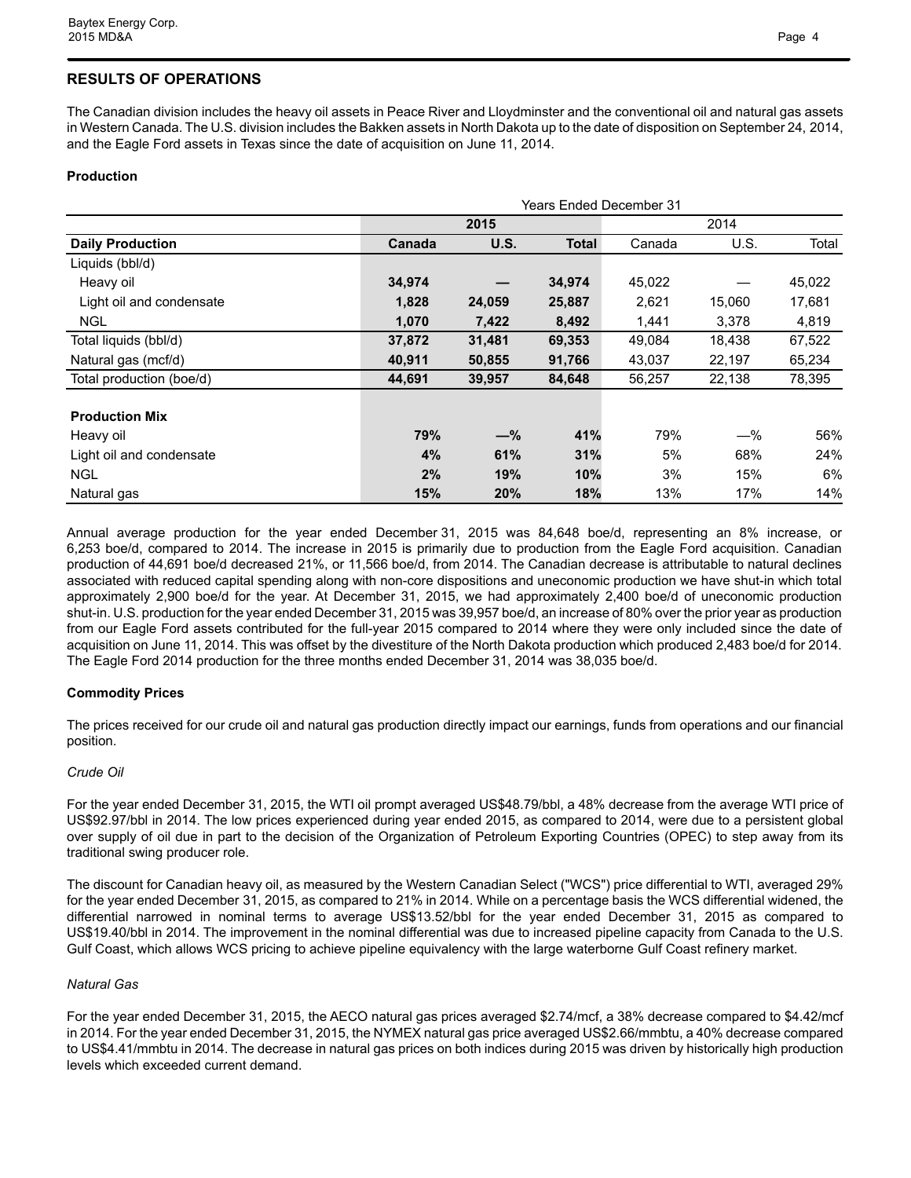## RESULTS OF OPERATIONS

The Canadian division includes the heavy oil assets in Peace River and Lloydminster and the conventional oil and natural gas assets in Western Canada. The U.S. division includes the Bakken assets in North Dakota up to the date of disposition on September 24, 2014, and the Eagle Ford assets in Texas since the date of acquisition on June 11, 2014.

### Production

| | Years Ended December 31 | | | | | |
|---|---|---|---|---|---|---|
| | **2015** | | | 2014 | | |
| **Daily Production** | **Canada** | **U.S.** | **Total** | Canada | U.S. | Total |
| Liquids (bbl/d) | | | | | | |
| Heavy oil | **34,974** | **—** | **34,974** | 45,022 | — | 45,022 |
| Light oil and condensate | **1,828** | **24,059** | **25,887** | 2,621 | 15,060 | 17,681 |
| NGL | **1,070** | **7,422** | **8,492** | 1,441 | 3,378 | 4,819 |
| Total liquids (bbl/d) | **37,872** | **31,481** | **69,353** | 49,084 | 18,438 | 67,522 |
| Natural gas (mcf/d) | **40,911** | **50,855** | **91,766** | 43,037 | 22,197 | 65,234 |
| Total production (boe/d) | **44,691** | **39,957** | **84,648** | 56,257 | 22,138 | 78,395 |
| | | | | | | |
| **Production Mix** | | | | | | |
| Heavy oil | **79%** | **—%** | **41%** | 79% | —% | 56% |
| Light oil and condensate | **4%** | **61%** | **31%** | 5% | 68% | 24% |
| NGL | **2%** | **19%** | **10%** | 3% | 15% | 6% |
| Natural gas | **15%** | **20%** | **18%** | 13% | 17% | 14% |

Annual average production for the year ended December 31, 2015 was 84,648 boe/d, representing an 8% increase, or 6,253 boe/d, compared to 2014. The increase in 2015 is primarily due to production from the Eagle Ford acquisition. Canadian production of 44,691 boe/d decreased 21%, or 11,566 boe/d, from 2014. The Canadian decrease is attributable to natural declines associated with reduced capital spending along with non-core dispositions and uneconomic production we have shut-in which total approximately 2,900 boe/d for the year. At December 31, 2015, we had approximately 2,400 boe/d of uneconomic production shut-in. U.S. production for the year ended December 31, 2015 was 39,957 boe/d, an increase of 80% over the prior year as production from our Eagle Ford assets contributed for the full-year 2015 compared to 2014 where they were only included since the date of acquisition on June 11, 2014. This was offset by the divestiture of the North Dakota production which produced 2,483 boe/d for 2014. The Eagle Ford 2014 production for the three months ended December 31, 2014 was 38,035 boe/d.

### Commodity Prices

The prices received for our crude oil and natural gas production directly impact our earnings, funds from operations and our financial position.

*Crude Oil*

For the year ended December 31, 2015, the WTI oil prompt averaged US$48.79/bbl, a 48% decrease from the average WTI price of US$92.97/bbl in 2014. The low prices experienced during year ended 2015, as compared to 2014, were due to a persistent global over supply of oil due in part to the decision of the Organization of Petroleum Exporting Countries (OPEC) to step away from its traditional swing producer role.

The discount for Canadian heavy oil, as measured by the Western Canadian Select ("WCS") price differential to WTI, averaged 29% for the year ended December 31, 2015, as compared to 21% in 2014. While on a percentage basis the WCS differential widened, the differential narrowed in nominal terms to average US$13.52/bbl for the year ended December 31, 2015 as compared to US$19.40/bbl in 2014. The improvement in the nominal differential was due to increased pipeline capacity from Canada to the U.S. Gulf Coast, which allows WCS pricing to achieve pipeline equivalency with the large waterborne Gulf Coast refinery market.

*Natural Gas*

For the year ended December 31, 2015, the AECO natural gas prices averaged $2.74/mcf, a 38% decrease compared to $4.42/mcf in 2014. For the year ended December 31, 2015, the NYMEX natural gas price averaged US$2.66/mmbtu, a 40% decrease compared to US$4.41/mmbtu in 2014. The decrease in natural gas prices on both indices during 2015 was driven by historically high production levels which exceeded current demand.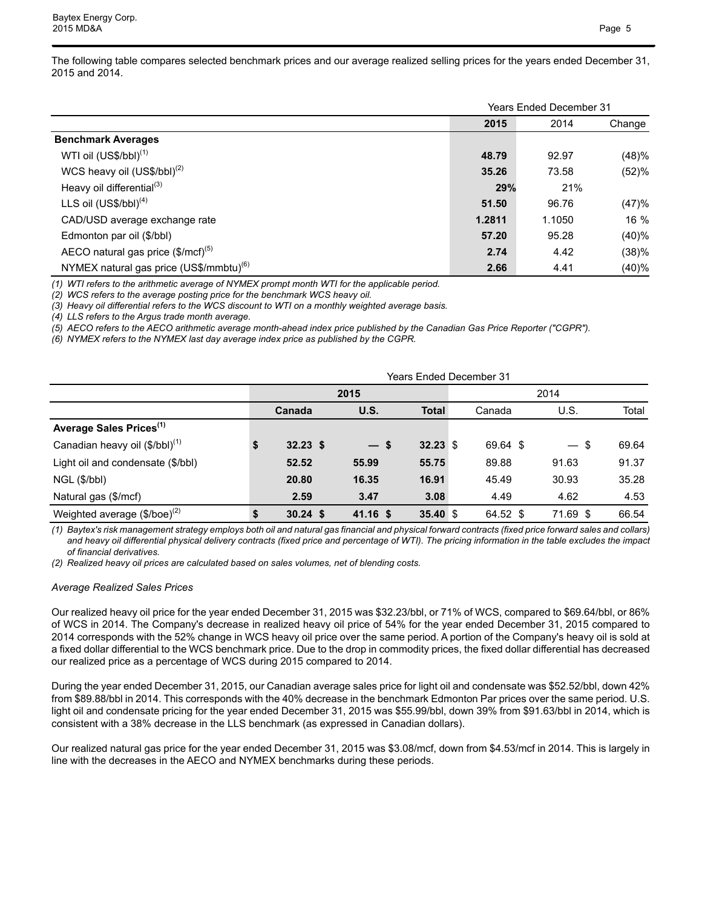The following table compares selected benchmark prices and our average realized selling prices for the years ended December 31, 2015 and 2014.

| | Years Ended December 31 | | |
|---|---|---|---|
| | **2015** | 2014 | Change |
| **Benchmark Averages** | | | |
| WTI oil (US$/bbl)[1] | **48.79** | 92.97 | (48)% |
| WCS heavy oil (US$/bbl)[2] | **35.26** | 73.58 | (52)% |
| Heavy oil differential[3] | **29%** | 21% | |
| LLS oil (US$/bbl)[4] | **51.50** | 96.76 | (47)% |
| CAD/USD average exchange rate | **1.2811** | 1.1050 | 16 % |
| Edmonton par oil ($/bbl) | **57.20** | 95.28 | (40)% |
| AECO natural gas price ($/mcf)[5] | **2.74** | 4.42 | (38)% |
| NYMEX natural gas price (US$/mmbtu)[6] | **2.66** | 4.41 | (40)% |

*(1) WTI refers to the arithmetic average of NYMEX prompt month WTI for the applicable period.*
*(2) WCS refers to the average posting price for the benchmark WCS heavy oil.*
*(3) Heavy oil differential refers to the WCS discount to WTI on a monthly weighted average basis.*
*(4) LLS refers to the Argus trade month average.*
*(5) AECO refers to the AECO arithmetic average month-ahead index price published by the Canadian Gas Price Reporter ("CGPR").*
*(6) NYMEX refers to the NYMEX last day average index price as published by the CGPR.*

| | Years Ended December 31 | | | | | |
|---|---|---|---|---|---|---|
| | **2015** | | | 2014 | | |
| | **Canada** | **U.S.** | **Total** | Canada | U.S. | Total |
| **Average Sales Prices[1]** | | | | | | |
| Canadian heavy oil ($/bbl)[1] | **$ 32.23** | **$ —** | **$ 32.23** | $ 69.64 | $ — | $ 69.64 |
| Light oil and condensate ($/bbl) | **52.52** | **55.99** | **55.75** | 89.88 | 91.63 | 91.37 |
| NGL ($/bbl) | **20.80** | **16.35** | **16.91** | 45.49 | 30.93 | 35.28 |
| Natural gas ($/mcf) | **2.59** | **3.47** | **3.08** | 4.49 | 4.62 | 4.53 |
| Weighted average ($/boe)[2] | **$ 30.24** | **$ 41.16** | **$ 35.40** | $ 64.52 | $ 71.69 | $ 66.54 |

*(1) Baytex's risk management strategy employs both oil and natural gas financial and physical forward contracts (fixed price forward sales and collars) and heavy oil differential physical delivery contracts (fixed price and percentage of WTI). The pricing information in the table excludes the impact of financial derivatives.*
*(2) Realized heavy oil prices are calculated based on sales volumes, net of blending costs.*

*Average Realized Sales Prices*

Our realized heavy oil price for the year ended December 31, 2015 was $32.23/bbl, or 71% of WCS, compared to $69.64/bbl, or 86% of WCS in 2014. The Company's decrease in realized heavy oil price of 54% for the year ended December 31, 2015 compared to 2014 corresponds with the 52% change in WCS heavy oil price over the same period. A portion of the Company's heavy oil is sold at a fixed dollar differential to the WCS benchmark price. Due to the drop in commodity prices, the fixed dollar differential has decreased our realized price as a percentage of WCS during 2015 compared to 2014.

During the year ended December 31, 2015, our Canadian average sales price for light oil and condensate was $52.52/bbl, down 42% from $89.88/bbl in 2014. This corresponds with the 40% decrease in the benchmark Edmonton Par prices over the same period. U.S. light oil and condensate pricing for the year ended December 31, 2015 was $55.99/bbl, down 39% from $91.63/bbl in 2014, which is consistent with a 38% decrease in the LLS benchmark (as expressed in Canadian dollars).

Our realized natural gas price for the year ended December 31, 2015 was $3.08/mcf, down from $4.53/mcf in 2014. This is largely in line with the decreases in the AECO and NYMEX benchmarks during these periods.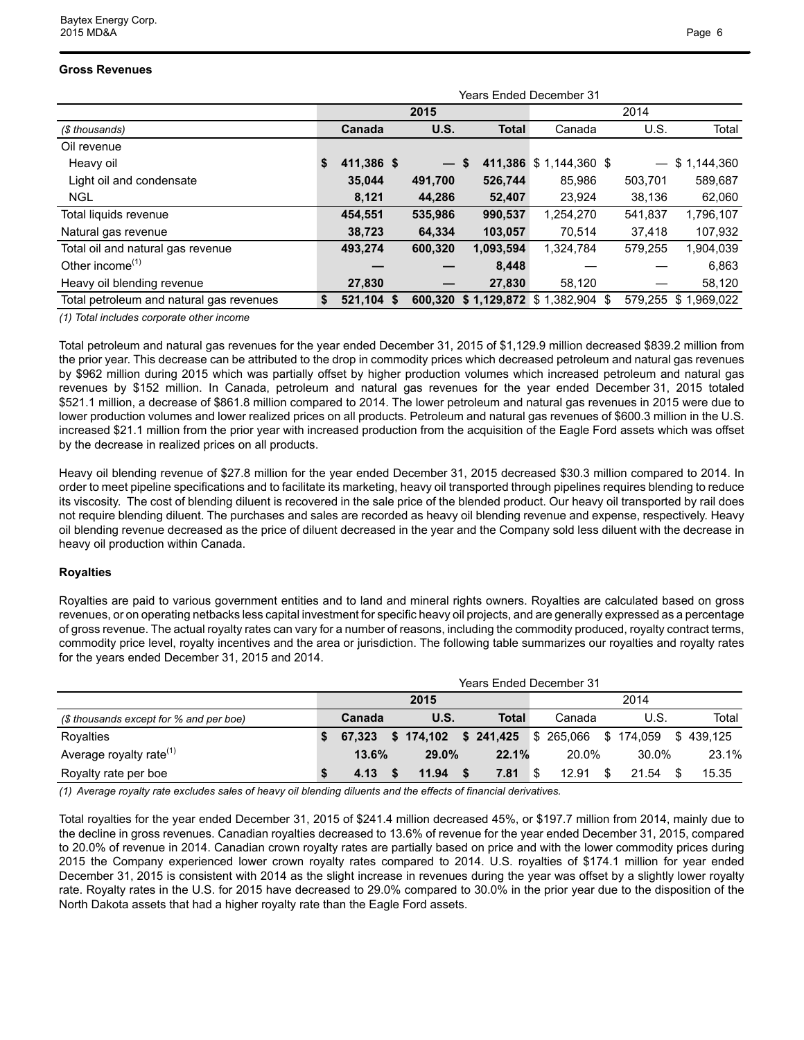**Gross Revenues**

| | Years Ended December 31 | | | | | |
|---|---|---|---|---|---|---|
| | 2015 | | | 2014 | | |
| *($ thousands)* | **Canada** | **U.S.** | **Total** | Canada | U.S. | Total |
| Oil revenue | | | | | | |
| Heavy oil | **$ 411,386** | **$ —** | **$ 411,386** | $ 1,144,360 | $ — | $ 1,144,360 |
| Light oil and condensate | **35,044** | **491,700** | **526,744** | 85,986 | 503,701 | 589,687 |
| NGL | **8,121** | **44,286** | **52,407** | 23,924 | 38,136 | 62,060 |
| Total liquids revenue | **454,551** | **535,986** | **990,537** | 1,254,270 | 541,837 | 1,796,107 |
| Natural gas revenue | **38,723** | **64,334** | **103,057** | 70,514 | 37,418 | 107,932 |
| Total oil and natural gas revenue | **493,274** | **600,320** | **1,093,594** | 1,324,784 | 579,255 | 1,904,039 |
| Other income[(1)] | **—** | **—** | **8,448** | — | — | 6,863 |
| Heavy oil blending revenue | **27,830** | **—** | **27,830** | 58,120 | — | 58,120 |
| Total petroleum and natural gas revenues | **$ 521,104** | **$ 600,320** | **$ 1,129,872** | $ 1,382,904 | $ 579,255 | $ 1,969,022 |

*(1) Total includes corporate other income*

Total petroleum and natural gas revenues for the year ended December 31, 2015 of $1,129.9 million decreased $839.2 million from the prior year. This decrease can be attributed to the drop in commodity prices which decreased petroleum and natural gas revenues by $962 million during 2015 which was partially offset by higher production volumes which increased petroleum and natural gas revenues by $152 million. In Canada, petroleum and natural gas revenues for the year ended December 31, 2015 totaled $521.1 million, a decrease of $861.8 million compared to 2014. The lower petroleum and natural gas revenues in 2015 were due to lower production volumes and lower realized prices on all products. Petroleum and natural gas revenues of $600.3 million in the U.S. increased $21.1 million from the prior year with increased production from the acquisition of the Eagle Ford assets which was offset by the decrease in realized prices on all products.

Heavy oil blending revenue of $27.8 million for the year ended December 31, 2015 decreased $30.3 million compared to 2014. In order to meet pipeline specifications and to facilitate its marketing, heavy oil transported through pipelines requires blending to reduce its viscosity. The cost of blending diluent is recovered in the sale price of the blended product. Our heavy oil transported by rail does not require blending diluent. The purchases and sales are recorded as heavy oil blending revenue and expense, respectively. Heavy oil blending revenue decreased as the price of diluent decreased in the year and the Company sold less diluent with the decrease in heavy oil production within Canada.

**Royalties**

Royalties are paid to various government entities and to land and mineral rights owners. Royalties are calculated based on gross revenues, or on operating netbacks less capital investment for specific heavy oil projects, and are generally expressed as a percentage of gross revenue. The actual royalty rates can vary for a number of reasons, including the commodity produced, royalty contract terms, commodity price level, royalty incentives and the area or jurisdiction. The following table summarizes our royalties and royalty rates for the years ended December 31, 2015 and 2014.

| | Years Ended December 31 | | | | | |
|---|---|---|---|---|---|---|
| | 2015 | | | 2014 | | |
| *($ thousands except for % and per boe)* | **Canada** | **U.S.** | **Total** | Canada | U.S. | Total |
| Royalties | **$ 67,323** | **$ 174,102** | **$ 241,425** | $ 265,066 | $ 174,059 | $ 439,125 |
| Average royalty rate[(1)] | **13.6%** | **29.0%** | **22.1%** | 20.0% | 30.0% | 23.1% |
| Royalty rate per boe | **$ 4.13** | **$ 11.94** | **$ 7.81** | $ 12.91 | $ 21.54 | $ 15.35 |

*(1) Average royalty rate excludes sales of heavy oil blending diluents and the effects of financial derivatives.*

Total royalties for the year ended December 31, 2015 of $241.4 million decreased 45%, or $197.7 million from 2014, mainly due to the decline in gross revenues. Canadian royalties decreased to 13.6% of revenue for the year ended December 31, 2015, compared to 20.0% of revenue in 2014. Canadian crown royalty rates are partially based on price and with the lower commodity prices during 2015 the Company experienced lower crown royalty rates compared to 2014. U.S. royalties of $174.1 million for year ended December 31, 2015 is consistent with 2014 as the slight increase in revenues during the year was offset by a slightly lower royalty rate. Royalty rates in the U.S. for 2015 have decreased to 29.0% compared to 30.0% in the prior year due to the disposition of the North Dakota assets that had a higher royalty rate than the Eagle Ford assets.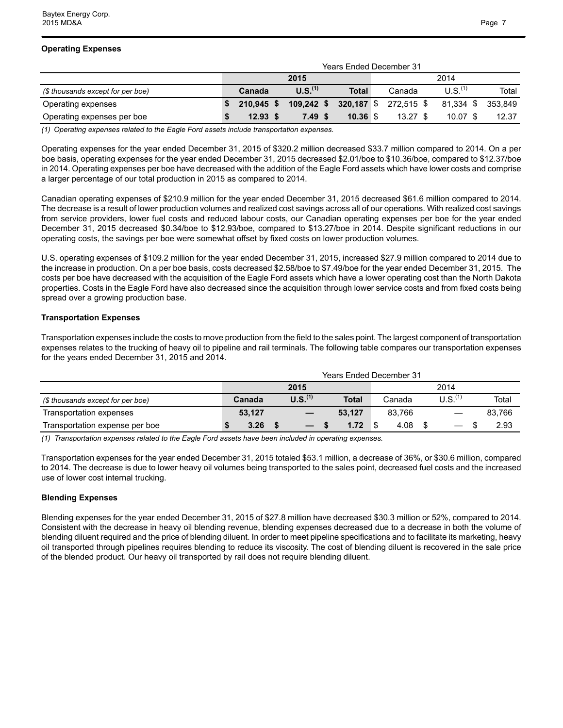### Operating Expenses

| | Years Ended December 31 | | | | | |
|---|---|---|---|---|---|---|
| | **2015** | | | 2014 | | |
| *($ thousands except for per boe)* | **Canada** | **U.S.[(1)]** | **Total** | Canada | U.S.[(1)] | Total |
| Operating expenses | **$ 210,945** | **$ 109,242** | **$ 320,187** | $ 272,515 | $ 81,334 | $ 353,849 |
| Operating expenses per boe | **$ 12.93** | **$ 7.49** | **$ 10.36** | $ 13.27 | $ 10.07 | $ 12.37 |

*(1) Operating expenses related to the Eagle Ford assets include transportation expenses.*

Operating expenses for the year ended December 31, 2015 of $320.2 million decreased $33.7 million compared to 2014. On a per boe basis, operating expenses for the year ended December 31, 2015 decreased $2.01/boe to $10.36/boe, compared to $12.37/boe in 2014. Operating expenses per boe have decreased with the addition of the Eagle Ford assets which have lower costs and comprise a larger percentage of our total production in 2015 as compared to 2014.

Canadian operating expenses of $210.9 million for the year ended December 31, 2015 decreased $61.6 million compared to 2014. The decrease is a result of lower production volumes and realized cost savings across all of our operations. With realized cost savings from service providers, lower fuel costs and reduced labour costs, our Canadian operating expenses per boe for the year ended December 31, 2015 decreased $0.34/boe to $12.93/boe, compared to $13.27/boe in 2014. Despite significant reductions in our operating costs, the savings per boe were somewhat offset by fixed costs on lower production volumes.

U.S. operating expenses of $109.2 million for the year ended December 31, 2015, increased $27.9 million compared to 2014 due to the increase in production. On a per boe basis, costs decreased $2.58/boe to $7.49/boe for the year ended December 31, 2015. The costs per boe have decreased with the acquisition of the Eagle Ford assets which have a lower operating cost than the North Dakota properties. Costs in the Eagle Ford have also decreased since the acquisition through lower service costs and from fixed costs being spread over a growing production base.

### Transportation Expenses

Transportation expenses include the costs to move production from the field to the sales point. The largest component of transportation expenses relates to the trucking of heavy oil to pipeline and rail terminals. The following table compares our transportation expenses for the years ended December 31, 2015 and 2014.

| | Years Ended December 31 | | | | | |
|---|---|---|---|---|---|---|
| | **2015** | | | 2014 | | |
| *($ thousands except for per boe)* | **Canada** | **U.S.[(1)]** | **Total** | Canada | U.S.[(1)] | Total |
| Transportation expenses | **53,127** | **—** | **53,127** | 83,766 | — | 83,766 |
| Transportation expense per boe | **$ 3.26** | **$ —** | **$ 1.72** | $ 4.08 | $ — | $ 2.93 |

*(1) Transportation expenses related to the Eagle Ford assets have been included in operating expenses.*

Transportation expenses for the year ended December 31, 2015 totaled $53.1 million, a decrease of 36%, or $30.6 million, compared to 2014. The decrease is due to lower heavy oil volumes being transported to the sales point, decreased fuel costs and the increased use of lower cost internal trucking.

### Blending Expenses

Blending expenses for the year ended December 31, 2015 of $27.8 million have decreased $30.3 million or 52%, compared to 2014. Consistent with the decrease in heavy oil blending revenue, blending expenses decreased due to a decrease in both the volume of blending diluent required and the price of blending diluent. In order to meet pipeline specifications and to facilitate its marketing, heavy oil transported through pipelines requires blending to reduce its viscosity. The cost of blending diluent is recovered in the sale price of the blended product. Our heavy oil transported by rail does not require blending diluent.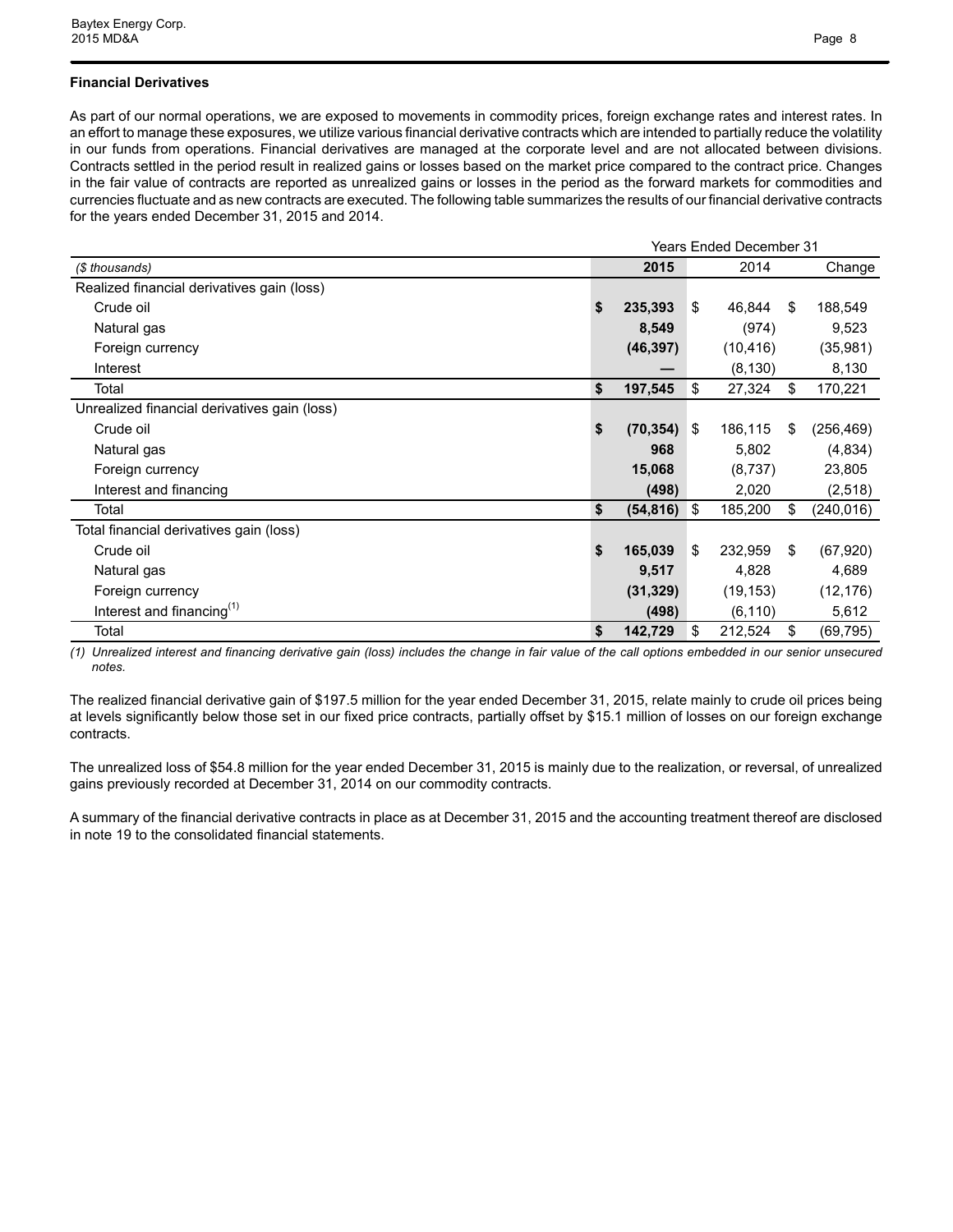### Financial Derivatives

As part of our normal operations, we are exposed to movements in commodity prices, foreign exchange rates and interest rates. In an effort to manage these exposures, we utilize various financial derivative contracts which are intended to partially reduce the volatility in our funds from operations. Financial derivatives are managed at the corporate level and are not allocated between divisions. Contracts settled in the period result in realized gains or losses based on the market price compared to the contract price. Changes in the fair value of contracts are reported as unrealized gains or losses in the period as the forward markets for commodities and currencies fluctuate and as new contracts are executed. The following table summarizes the results of our financial derivative contracts for the years ended December 31, 2015 and 2014.

| | Years Ended December 31 | | |
|---|---|---|---|
| *($ thousands)* | **2015** | 2014 | Change |
| Realized financial derivatives gain (loss) | | | |
| Crude oil | **$ 235,393** | $ 46,844 | $ 188,549 |
| Natural gas | **8,549** | (974) | 9,523 |
| Foreign currency | **(46,397)** | (10,416) | (35,981) |
| Interest | **—** | (8,130) | 8,130 |
| Total | **$ 197,545** | $ 27,324 | $ 170,221 |
| Unrealized financial derivatives gain (loss) | | | |
| Crude oil | **$ (70,354)** | $ 186,115 | $ (256,469) |
| Natural gas | **968** | 5,802 | (4,834) |
| Foreign currency | **15,068** | (8,737) | 23,805 |
| Interest and financing | **(498)** | 2,020 | (2,518) |
| Total | **$ (54,816)** | $ 185,200 | $ (240,016) |
| Total financial derivatives gain (loss) | | | |
| Crude oil | **$ 165,039** | $ 232,959 | $ (67,920) |
| Natural gas | **9,517** | 4,828 | 4,689 |
| Foreign currency | **(31,329)** | (19,153) | (12,176) |
| Interest and financing[1] | **(498)** | (6,110) | 5,612 |
| Total | **$ 142,729** | $ 212,524 | $ (69,795) |

*(1) Unrealized interest and financing derivative gain (loss) includes the change in fair value of the call options embedded in our senior unsecured notes.*

The realized financial derivative gain of $197.5 million for the year ended December 31, 2015, relate mainly to crude oil prices being at levels significantly below those set in our fixed price contracts, partially offset by $15.1 million of losses on our foreign exchange contracts.

The unrealized loss of $54.8 million for the year ended December 31, 2015 is mainly due to the realization, or reversal, of unrealized gains previously recorded at December 31, 2014 on our commodity contracts.

A summary of the financial derivative contracts in place as at December 31, 2015 and the accounting treatment thereof are disclosed in note 19 to the consolidated financial statements.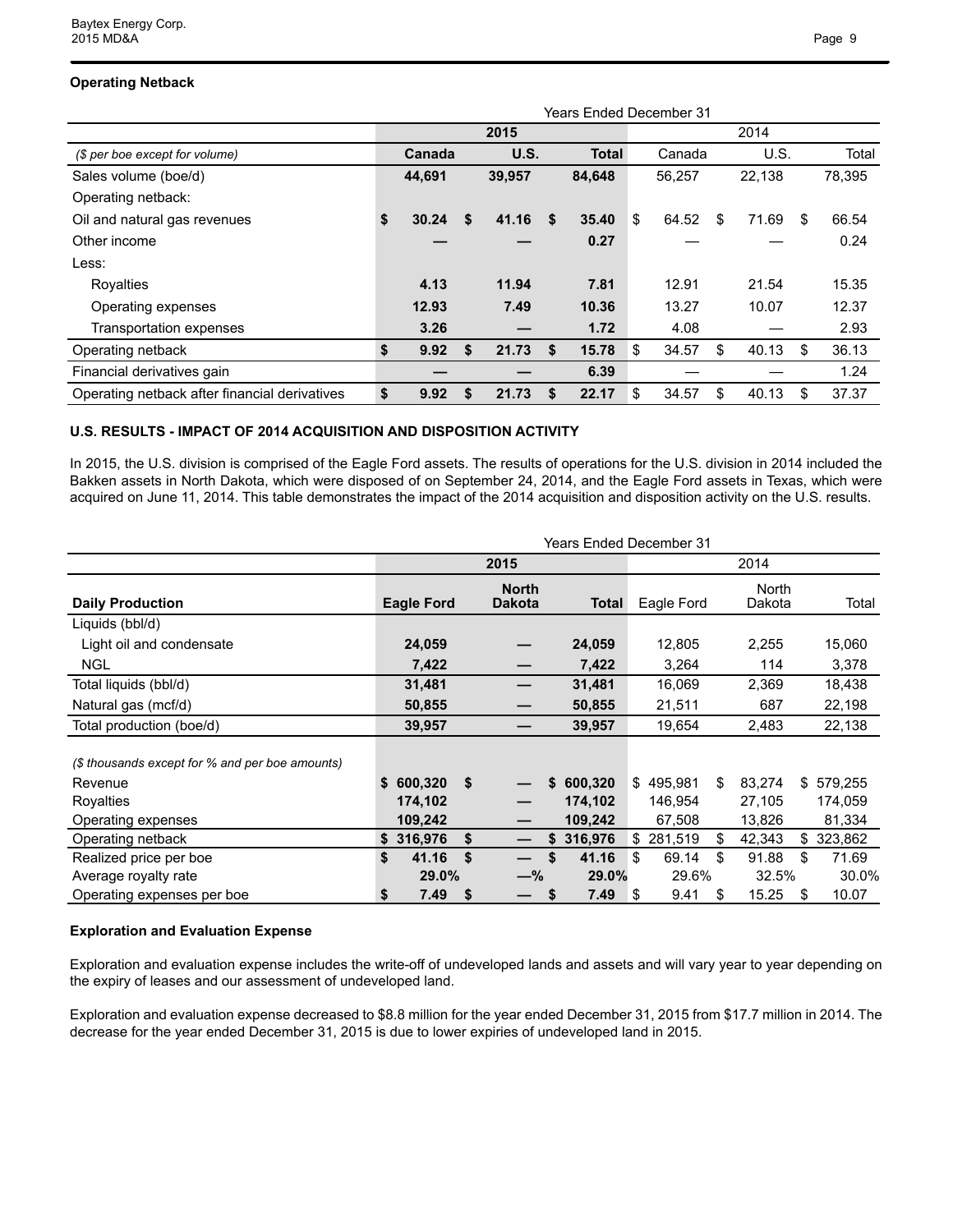### Operating Netback

| | Years Ended December 31 | | | | | |
|---|---|---|---|---|---|---|
| | 2015 | | | 2014 | | |
| *($ per boe except for volume)* | **Canada** | **U.S.** | **Total** | Canada | U.S. | Total |
| Sales volume (boe/d) | **44,691** | **39,957** | **84,648** | 56,257 | 22,138 | 78,395 |
| Operating netback: | | | | | | |
| Oil and natural gas revenues | **$ 30.24** | **$ 41.16** | **$ 35.40** | $ 64.52 | $ 71.69 | $ 66.54 |
| Other income | **—** | **—** | **0.27** | — | — | 0.24 |
| Less: | | | | | | |
| Royalties | **4.13** | **11.94** | **7.81** | 12.91 | 21.54 | 15.35 |
| Operating expenses | **12.93** | **7.49** | **10.36** | 13.27 | 10.07 | 12.37 |
| Transportation expenses | **3.26** | **—** | **1.72** | 4.08 | — | 2.93 |
| Operating netback | **$ 9.92** | **$ 21.73** | **$ 15.78** | $ 34.57 | $ 40.13 | $ 36.13 |
| Financial derivatives gain | **—** | **—** | **6.39** | — | — | 1.24 |
| Operating netback after financial derivatives | **$ 9.92** | **$ 21.73** | **$ 22.17** | $ 34.57 | $ 40.13 | $ 37.37 |

### U.S. RESULTS - IMPACT OF 2014 ACQUISITION AND DISPOSITION ACTIVITY

In 2015, the U.S. division is comprised of the Eagle Ford assets. The results of operations for the U.S. division in 2014 included the Bakken assets in North Dakota, which were disposed of on September 24, 2014, and the Eagle Ford assets in Texas, which were acquired on June 11, 2014. This table demonstrates the impact of the 2014 acquisition and disposition activity on the U.S. results.

| | Years Ended December 31 | | | | | |
|---|---|---|---|---|---|---|
| | 2015 | | | 2014 | | |
| **Daily Production** | **Eagle Ford** | **North Dakota** | **Total** | Eagle Ford | North Dakota | Total |
| Liquids (bbl/d) | | | | | | |
| Light oil and condensate | **24,059** | **—** | **24,059** | 12,805 | 2,255 | 15,060 |
| NGL | **7,422** | **—** | **7,422** | 3,264 | 114 | 3,378 |
| Total liquids (bbl/d) | **31,481** | **—** | **31,481** | 16,069 | 2,369 | 18,438 |
| Natural gas (mcf/d) | **50,855** | **—** | **50,855** | 21,511 | 687 | 22,198 |
| Total production (boe/d) | **39,957** | **—** | **39,957** | 19,654 | 2,483 | 22,138 |
| *($ thousands except for % and per boe amounts)* | | | | | | |
| Revenue | **$ 600,320** | **$ —** | **$ 600,320** | $ 495,981 | $ 83,274 | $ 579,255 |
| Royalties | **174,102** | **—** | **174,102** | 146,954 | 27,105 | 174,059 |
| Operating expenses | **109,242** | **—** | **109,242** | 67,508 | 13,826 | 81,334 |
| Operating netback | **$ 316,976** | **$ —** | **$ 316,976** | $ 281,519 | $ 42,343 | $ 323,862 |
| Realized price per boe | **$ 41.16** | **$ —** | **$ 41.16** | $ 69.14 | $ 91.88 | $ 71.69 |
| Average royalty rate | **29.0%** | **—%** | **29.0%** | 29.6% | 32.5% | 30.0% |
| Operating expenses per boe | **$ 7.49** | **$ —** | **$ 7.49** | $ 9.41 | $ 15.25 | $ 10.07 |

### Exploration and Evaluation Expense

Exploration and evaluation expense includes the write-off of undeveloped lands and assets and will vary year to year depending on the expiry of leases and our assessment of undeveloped land.

Exploration and evaluation expense decreased to $8.8 million for the year ended December 31, 2015 from $17.7 million in 2014. The decrease for the year ended December 31, 2015 is due to lower expiries of undeveloped land in 2015.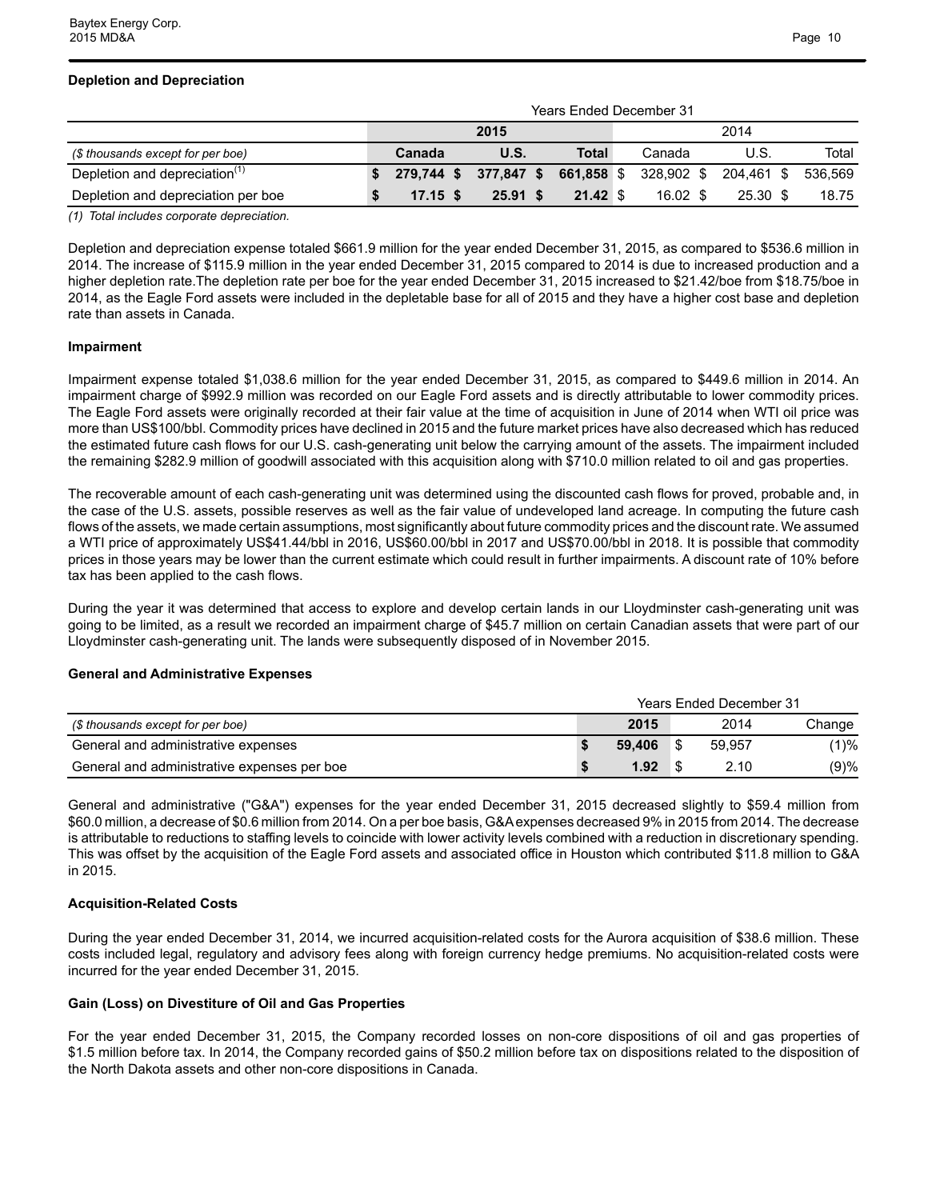## Depletion and Depreciation

| | Years Ended December 31 | | | | | |
|---|---|---|---|---|---|---|
| | **2015** | | | 2014 | | |
| *($ thousands except for per boe)* | **Canada** | **U.S.** | **Total** | Canada | U.S. | Total |
| Depletion and depreciation[(1)] | **$ 279,744** | **$ 377,847** | **$ 661,858** | $ 328,902 | $ 204,461 | $ 536,569 |
| Depletion and depreciation per boe | **$ 17.15** | **$ 25.91** | **$ 21.42** | $ 16.02 | $ 25.30 | $ 18.75 |

*(1) Total includes corporate depreciation.*

Depletion and depreciation expense totaled $661.9 million for the year ended December 31, 2015, as compared to $536.6 million in 2014. The increase of $115.9 million in the year ended December 31, 2015 compared to 2014 is due to increased production and a higher depletion rate.The depletion rate per boe for the year ended December 31, 2015 increased to $21.42/boe from $18.75/boe in 2014, as the Eagle Ford assets were included in the depletable base for all of 2015 and they have a higher cost base and depletion rate than assets in Canada.

## Impairment

Impairment expense totaled $1,038.6 million for the year ended December 31, 2015, as compared to $449.6 million in 2014. An impairment charge of $992.9 million was recorded on our Eagle Ford assets and is directly attributable to lower commodity prices. The Eagle Ford assets were originally recorded at their fair value at the time of acquisition in June of 2014 when WTI oil price was more than US$100/bbl. Commodity prices have declined in 2015 and the future market prices have also decreased which has reduced the estimated future cash flows for our U.S. cash-generating unit below the carrying amount of the assets. The impairment included the remaining $282.9 million of goodwill associated with this acquisition along with $710.0 million related to oil and gas properties.

The recoverable amount of each cash-generating unit was determined using the discounted cash flows for proved, probable and, in the case of the U.S. assets, possible reserves as well as the fair value of undeveloped land acreage. In computing the future cash flows of the assets, we made certain assumptions, most significantly about future commodity prices and the discount rate. We assumed a WTI price of approximately US$41.44/bbl in 2016, US$60.00/bbl in 2017 and US$70.00/bbl in 2018. It is possible that commodity prices in those years may be lower than the current estimate which could result in further impairments. A discount rate of 10% before tax has been applied to the cash flows.

During the year it was determined that access to explore and develop certain lands in our Lloydminster cash-generating unit was going to be limited, as a result we recorded an impairment charge of $45.7 million on certain Canadian assets that were part of our Lloydminster cash-generating unit. The lands were subsequently disposed of in November 2015.

## General and Administrative Expenses

| | Years Ended December 31 | | |
|---|---|---|---|
| *($ thousands except for per boe)* | **2015** | 2014 | Change |
| General and administrative expenses | **$ 59,406** | $ 59,957 | (1)% |
| General and administrative expenses per boe | **$ 1.92** | $ 2.10 | (9)% |

General and administrative ("G&A") expenses for the year ended December 31, 2015 decreased slightly to $59.4 million from $60.0 million, a decrease of $0.6 million from 2014. On a per boe basis, G&A expenses decreased 9% in 2015 from 2014. The decrease is attributable to reductions to staffing levels to coincide with lower activity levels combined with a reduction in discretionary spending. This was offset by the acquisition of the Eagle Ford assets and associated office in Houston which contributed $11.8 million to G&A in 2015.

## Acquisition-Related Costs

During the year ended December 31, 2014, we incurred acquisition-related costs for the Aurora acquisition of $38.6 million. These costs included legal, regulatory and advisory fees along with foreign currency hedge premiums. No acquisition-related costs were incurred for the year ended December 31, 2015.

## Gain (Loss) on Divestiture of Oil and Gas Properties

For the year ended December 31, 2015, the Company recorded losses on non-core dispositions of oil and gas properties of $1.5 million before tax. In 2014, the Company recorded gains of $50.2 million before tax on dispositions related to the disposition of the North Dakota assets and other non-core dispositions in Canada.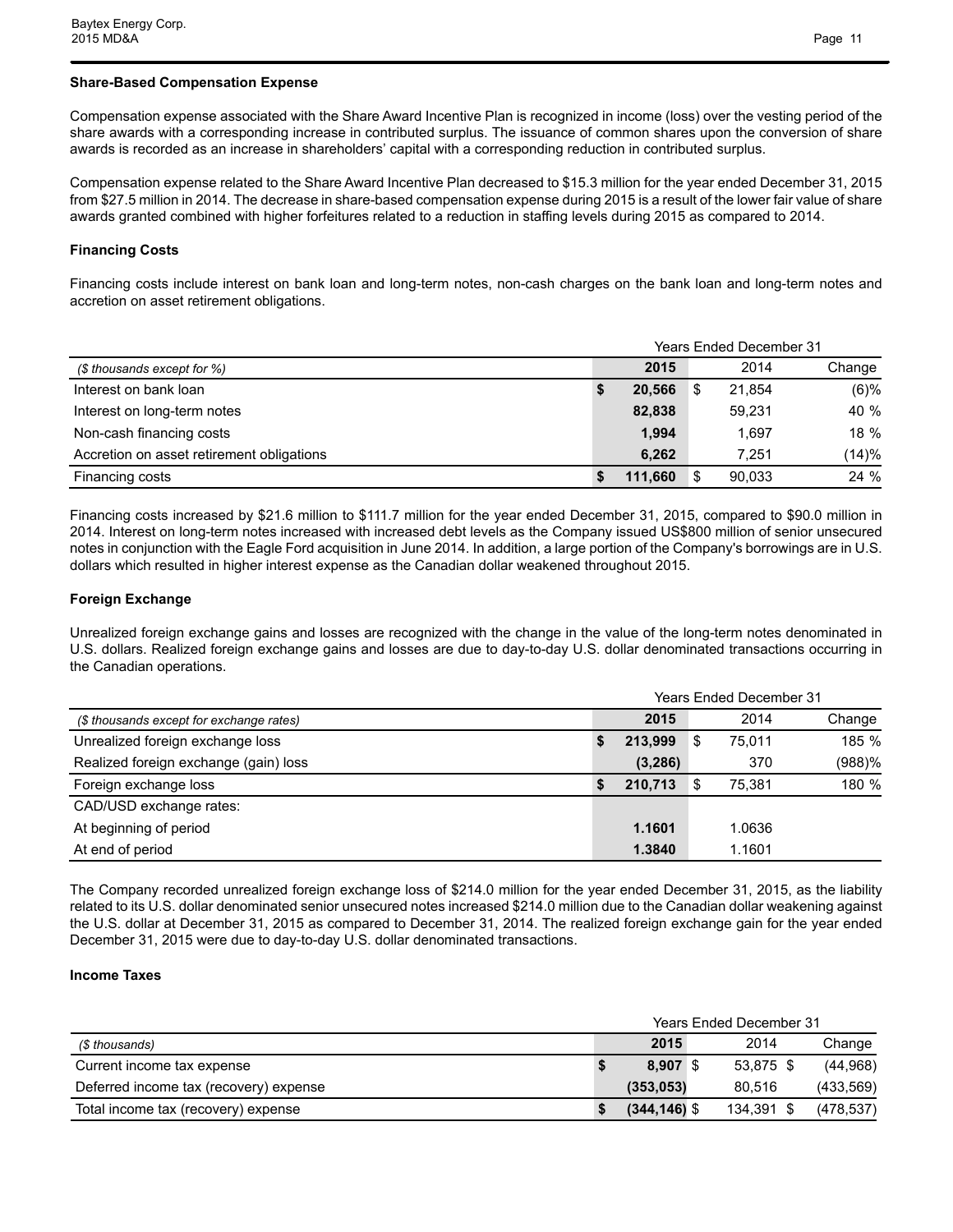### Share-Based Compensation Expense

Compensation expense associated with the Share Award Incentive Plan is recognized in income (loss) over the vesting period of the share awards with a corresponding increase in contributed surplus. The issuance of common shares upon the conversion of share awards is recorded as an increase in shareholders' capital with a corresponding reduction in contributed surplus.

Compensation expense related to the Share Award Incentive Plan decreased to $15.3 million for the year ended December 31, 2015 from $27.5 million in 2014. The decrease in share-based compensation expense during 2015 is a result of the lower fair value of share awards granted combined with higher forfeitures related to a reduction in staffing levels during 2015 as compared to 2014.

### Financing Costs

Financing costs include interest on bank loan and long-term notes, non-cash charges on the bank loan and long-term notes and accretion on asset retirement obligations.

| | Years Ended December 31 | | |
|---|---|---|---|
| *($ thousands except for %)* | **2015** | 2014 | Change |
| Interest on bank loan | **$ 20,566** | $ 21,854 | (6)% |
| Interest on long-term notes | **82,838** | 59,231 | 40 % |
| Non-cash financing costs | **1,994** | 1,697 | 18 % |
| Accretion on asset retirement obligations | **6,262** | 7,251 | (14)% |
| Financing costs | **$ 111,660** | $ 90,033 | 24 % |

Financing costs increased by $21.6 million to $111.7 million for the year ended December 31, 2015, compared to $90.0 million in 2014. Interest on long-term notes increased with increased debt levels as the Company issued US$800 million of senior unsecured notes in conjunction with the Eagle Ford acquisition in June 2014. In addition, a large portion of the Company's borrowings are in U.S. dollars which resulted in higher interest expense as the Canadian dollar weakened throughout 2015.

### Foreign Exchange

Unrealized foreign exchange gains and losses are recognized with the change in the value of the long-term notes denominated in U.S. dollars. Realized foreign exchange gains and losses are due to day-to-day U.S. dollar denominated transactions occurring in the Canadian operations.

| | Years Ended December 31 | | |
|---|---|---|---|
| *($ thousands except for exchange rates)* | **2015** | 2014 | Change |
| Unrealized foreign exchange loss | **$ 213,999** | $ 75,011 | 185 % |
| Realized foreign exchange (gain) loss | **(3,286)** | 370 | (988)% |
| Foreign exchange loss | **$ 210,713** | $ 75,381 | 180 % |
| CAD/USD exchange rates: | | | |
| At beginning of period | **1.1601** | 1.0636 | |
| At end of period | **1.3840** | 1.1601 | |

The Company recorded unrealized foreign exchange loss of $214.0 million for the year ended December 31, 2015, as the liability related to its U.S. dollar denominated senior unsecured notes increased $214.0 million due to the Canadian dollar weakening against the U.S. dollar at December 31, 2015 as compared to December 31, 2014. The realized foreign exchange gain for the year ended December 31, 2015 were due to day-to-day U.S. dollar denominated transactions.

### Income Taxes

| | Years Ended December 31 | | |
|---|---|---|---|
| *($ thousands)* | **2015** | 2014 | Change |
| Current income tax expense | **$ 8,907** | $ 53,875 | $ (44,968) |
| Deferred income tax (recovery) expense | **(353,053)** | 80,516 | (433,569) |
| Total income tax (recovery) expense | **$ (344,146)** | $ 134,391 | $ (478,537) |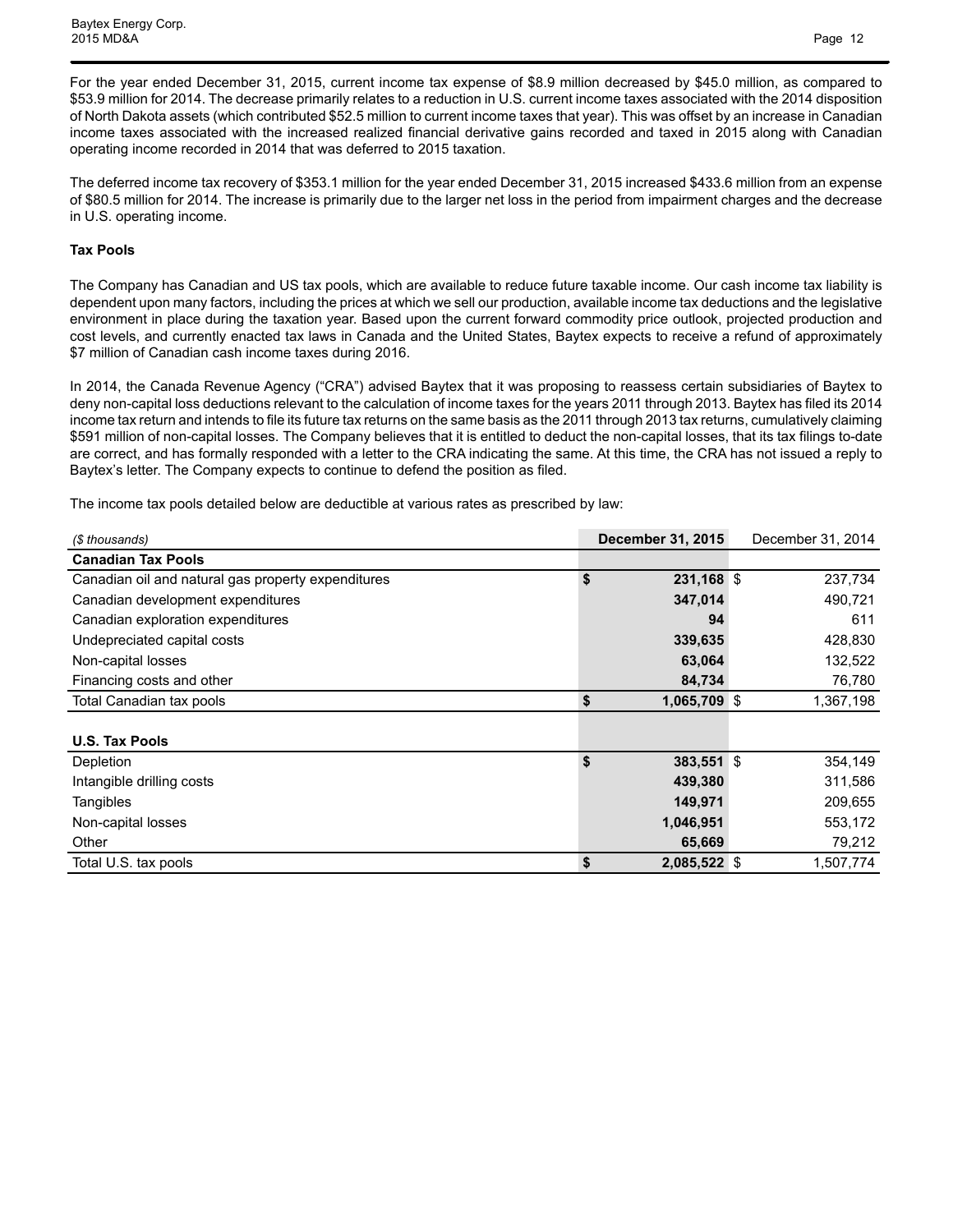For the year ended December 31, 2015, current income tax expense of $8.9 million decreased by $45.0 million, as compared to $53.9 million for 2014. The decrease primarily relates to a reduction in U.S. current income taxes associated with the 2014 disposition of North Dakota assets (which contributed $52.5 million to current income taxes that year). This was offset by an increase in Canadian income taxes associated with the increased realized financial derivative gains recorded and taxed in 2015 along with Canadian operating income recorded in 2014 that was deferred to 2015 taxation.

The deferred income tax recovery of $353.1 million for the year ended December 31, 2015 increased $433.6 million from an expense of $80.5 million for 2014. The increase is primarily due to the larger net loss in the period from impairment charges and the decrease in U.S. operating income.

**Tax Pools**

The Company has Canadian and US tax pools, which are available to reduce future taxable income. Our cash income tax liability is dependent upon many factors, including the prices at which we sell our production, available income tax deductions and the legislative environment in place during the taxation year. Based upon the current forward commodity price outlook, projected production and cost levels, and currently enacted tax laws in Canada and the United States, Baytex expects to receive a refund of approximately $7 million of Canadian cash income taxes during 2016.

In 2014, the Canada Revenue Agency ("CRA") advised Baytex that it was proposing to reassess certain subsidiaries of Baytex to deny non-capital loss deductions relevant to the calculation of income taxes for the years 2011 through 2013. Baytex has filed its 2014 income tax return and intends to file its future tax returns on the same basis as the 2011 through 2013 tax returns, cumulatively claiming $591 million of non-capital losses. The Company believes that it is entitled to deduct the non-capital losses, that its tax filings to-date are correct, and has formally responded with a letter to the CRA indicating the same. At this time, the CRA has not issued a reply to Baytex's letter. The Company expects to continue to defend the position as filed.

The income tax pools detailed below are deductible at various rates as prescribed by law:

| *($ thousands)* | **December 31, 2015** | December 31, 2014 |
|---|---|---|
| **Canadian Tax Pools** | | |
| Canadian oil and natural gas property expenditures | **$ 231,168** | $ 237,734 |
| Canadian development expenditures | **347,014** | 490,721 |
| Canadian exploration expenditures | **94** | 611 |
| Undepreciated capital costs | **339,635** | 428,830 |
| Non-capital losses | **63,064** | 132,522 |
| Financing costs and other | **84,734** | 76,780 |
| Total Canadian tax pools | **$ 1,065,709** | $ 1,367,198 |
| | | |
| **U.S. Tax Pools** | | |
| Depletion | **$ 383,551** | $ 354,149 |
| Intangible drilling costs | **439,380** | 311,586 |
| Tangibles | **149,971** | 209,655 |
| Non-capital losses | **1,046,951** | 553,172 |
| Other | **65,669** | 79,212 |
| Total U.S. tax pools | **$ 2,085,522** | $ 1,507,774 |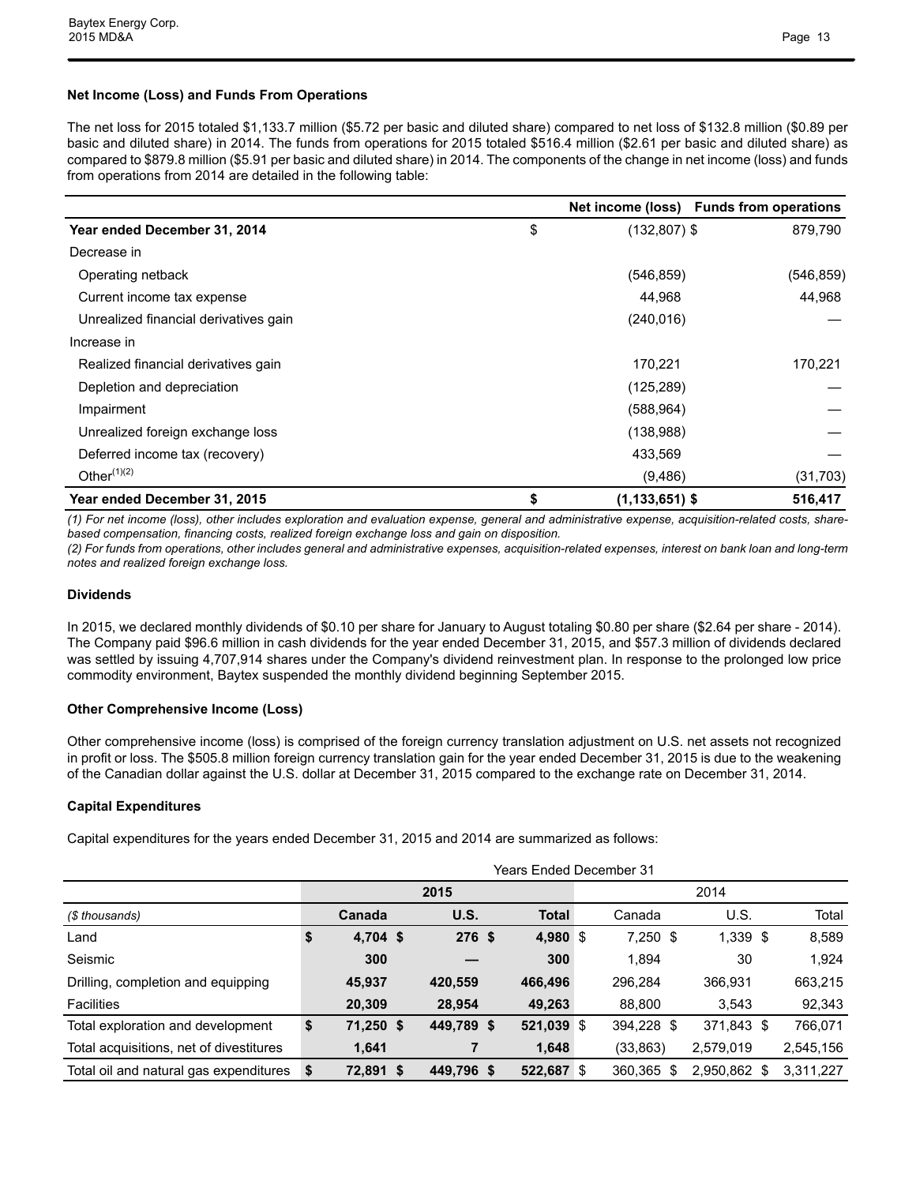### Net Income (Loss) and Funds From Operations

The net loss for 2015 totaled $1,133.7 million ($5.72 per basic and diluted share) compared to net loss of $132.8 million ($0.89 per basic and diluted share) in 2014. The funds from operations for 2015 totaled $516.4 million ($2.61 per basic and diluted share) as compared to $879.8 million ($5.91 per basic and diluted share) in 2014. The components of the change in net income (loss) and funds from operations from 2014 are detailed in the following table:

| | Net income (loss) | Funds from operations |
|---|---|---|
| **Year ended December 31, 2014** | $ (132,807) | $ 879,790 |
| Decrease in | | |
| Operating netback | (546,859) | (546,859) |
| Current income tax expense | 44,968 | 44,968 |
| Unrealized financial derivatives gain | (240,016) | — |
| Increase in | | |
| Realized financial derivatives gain | 170,221 | 170,221 |
| Depletion and depreciation | (125,289) | — |
| Impairment | (588,964) | — |
| Unrealized foreign exchange loss | (138,988) | — |
| Deferred income tax (recovery) | 433,569 | — |
| Other[(1)(2)] | (9,486) | (31,703) |
| **Year ended December 31, 2015** | **$ (1,133,651)** | **$ 516,417** |

*(1) For net income (loss), other includes exploration and evaluation expense, general and administrative expense, acquisition-related costs, share-based compensation, financing costs, realized foreign exchange loss and gain on disposition.*
*(2) For funds from operations, other includes general and administrative expenses, acquisition-related expenses, interest on bank loan and long-term notes and realized foreign exchange loss.*

### Dividends

In 2015, we declared monthly dividends of $0.10 per share for January to August totaling $0.80 per share ($2.64 per share - 2014). The Company paid $96.6 million in cash dividends for the year ended December 31, 2015, and $57.3 million of dividends declared was settled by issuing 4,707,914 shares under the Company's dividend reinvestment plan. In response to the prolonged low price commodity environment, Baytex suspended the monthly dividend beginning September 2015.

### Other Comprehensive Income (Loss)

Other comprehensive income (loss) is comprised of the foreign currency translation adjustment on U.S. net assets not recognized in profit or loss. The $505.8 million foreign currency translation gain for the year ended December 31, 2015 is due to the weakening of the Canadian dollar against the U.S. dollar at December 31, 2015 compared to the exchange rate on December 31, 2014.

### Capital Expenditures

Capital expenditures for the years ended December 31, 2015 and 2014 are summarized as follows:

| | Years Ended December 31 | | | | | |
|---|---|---|---|---|---|---|
| | **2015** | | | 2014 | | |
| *($ thousands)* | **Canada** | **U.S.** | **Total** | Canada | U.S. | Total |
| Land | **$ 4,704** | **$ 276** | **$ 4,980** | $ 7,250 | $ 1,339 | $ 8,589 |
| Seismic | **300** | **—** | **300** | 1,894 | 30 | 1,924 |
| Drilling, completion and equipping | **45,937** | **420,559** | **466,496** | 296,284 | 366,931 | 663,215 |
| Facilities | **20,309** | **28,954** | **49,263** | 88,800 | 3,543 | 92,343 |
| Total exploration and development | **$ 71,250** | **$ 449,789** | **$ 521,039** | $ 394,228 | $ 371,843 | $ 766,071 |
| Total acquisitions, net of divestitures | **1,641** | **7** | **1,648** | (33,863) | 2,579,019 | 2,545,156 |
| Total oil and natural gas expenditures | **$ 72,891** | **$ 449,796** | **$ 522,687** | $ 360,365 | $ 2,950,862 | $ 3,311,227 |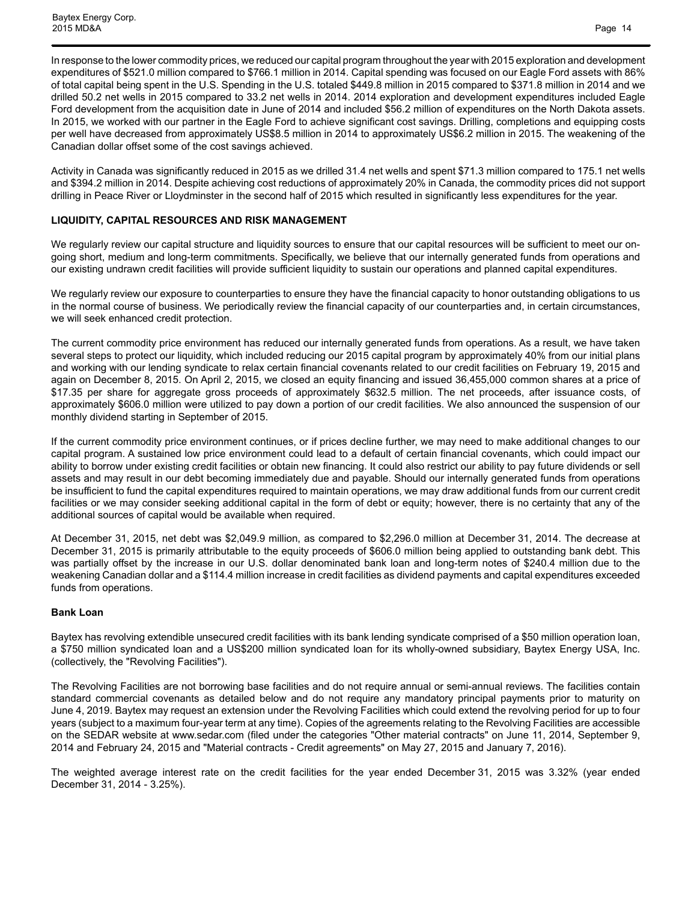In response to the lower commodity prices, we reduced our capital program throughout the year with 2015 exploration and development expenditures of $521.0 million compared to $766.1 million in 2014. Capital spending was focused on our Eagle Ford assets with 86% of total capital being spent in the U.S. Spending in the U.S. totaled $449.8 million in 2015 compared to $371.8 million in 2014 and we drilled 50.2 net wells in 2015 compared to 33.2 net wells in 2014. 2014 exploration and development expenditures included Eagle Ford development from the acquisition date in June of 2014 and included $56.2 million of expenditures on the North Dakota assets. In 2015, we worked with our partner in the Eagle Ford to achieve significant cost savings. Drilling, completions and equipping costs per well have decreased from approximately US$8.5 million in 2014 to approximately US$6.2 million in 2015. The weakening of the Canadian dollar offset some of the cost savings achieved.

Activity in Canada was significantly reduced in 2015 as we drilled 31.4 net wells and spent $71.3 million compared to 175.1 net wells and $394.2 million in 2014. Despite achieving cost reductions of approximately 20% in Canada, the commodity prices did not support drilling in Peace River or Lloydminster in the second half of 2015 which resulted in significantly less expenditures for the year.

## LIQUIDITY, CAPITAL RESOURCES AND RISK MANAGEMENT

We regularly review our capital structure and liquidity sources to ensure that our capital resources will be sufficient to meet our on-going short, medium and long-term commitments. Specifically, we believe that our internally generated funds from operations and our existing undrawn credit facilities will provide sufficient liquidity to sustain our operations and planned capital expenditures.

We regularly review our exposure to counterparties to ensure they have the financial capacity to honor outstanding obligations to us in the normal course of business. We periodically review the financial capacity of our counterparties and, in certain circumstances, we will seek enhanced credit protection.

The current commodity price environment has reduced our internally generated funds from operations. As a result, we have taken several steps to protect our liquidity, which included reducing our 2015 capital program by approximately 40% from our initial plans and working with our lending syndicate to relax certain financial covenants related to our credit facilities on February 19, 2015 and again on December 8, 2015. On April 2, 2015, we closed an equity financing and issued 36,455,000 common shares at a price of $17.35 per share for aggregate gross proceeds of approximately $632.5 million. The net proceeds, after issuance costs, of approximately $606.0 million were utilized to pay down a portion of our credit facilities. We also announced the suspension of our monthly dividend starting in September of 2015.

If the current commodity price environment continues, or if prices decline further, we may need to make additional changes to our capital program. A sustained low price environment could lead to a default of certain financial covenants, which could impact our ability to borrow under existing credit facilities or obtain new financing. It could also restrict our ability to pay future dividends or sell assets and may result in our debt becoming immediately due and payable. Should our internally generated funds from operations be insufficient to fund the capital expenditures required to maintain operations, we may draw additional funds from our current credit facilities or we may consider seeking additional capital in the form of debt or equity; however, there is no certainty that any of the additional sources of capital would be available when required.

At December 31, 2015, net debt was $2,049.9 million, as compared to $2,296.0 million at December 31, 2014. The decrease at December 31, 2015 is primarily attributable to the equity proceeds of $606.0 million being applied to outstanding bank debt. This was partially offset by the increase in our U.S. dollar denominated bank loan and long-term notes of $240.4 million due to the weakening Canadian dollar and a $114.4 million increase in credit facilities as dividend payments and capital expenditures exceeded funds from operations.

### Bank Loan

Baytex has revolving extendible unsecured credit facilities with its bank lending syndicate comprised of a $50 million operation loan, a $750 million syndicated loan and a US$200 million syndicated loan for its wholly-owned subsidiary, Baytex Energy USA, Inc. (collectively, the "Revolving Facilities").

The Revolving Facilities are not borrowing base facilities and do not require annual or semi-annual reviews. The facilities contain standard commercial covenants as detailed below and do not require any mandatory principal payments prior to maturity on June 4, 2019. Baytex may request an extension under the Revolving Facilities which could extend the revolving period for up to four years (subject to a maximum four-year term at any time). Copies of the agreements relating to the Revolving Facilities are accessible on the SEDAR website at www.sedar.com (filed under the categories "Other material contracts" on June 11, 2014, September 9, 2014 and February 24, 2015 and "Material contracts - Credit agreements" on May 27, 2015 and January 7, 2016).

The weighted average interest rate on the credit facilities for the year ended December 31, 2015 was 3.32% (year ended December 31, 2014 - 3.25%).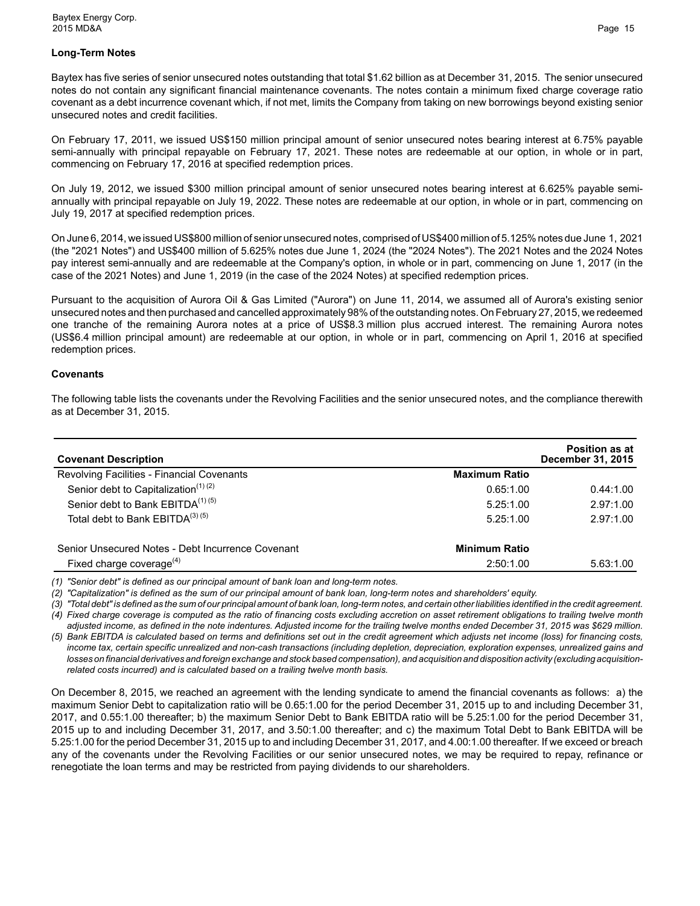### Long-Term Notes

Baytex has five series of senior unsecured notes outstanding that total $1.62 billion as at December 31, 2015. The senior unsecured notes do not contain any significant financial maintenance covenants. The notes contain a minimum fixed charge coverage ratio covenant as a debt incurrence covenant which, if not met, limits the Company from taking on new borrowings beyond existing senior unsecured notes and credit facilities.

On February 17, 2011, we issued US$150 million principal amount of senior unsecured notes bearing interest at 6.75% payable semi-annually with principal repayable on February 17, 2021. These notes are redeemable at our option, in whole or in part, commencing on February 17, 2016 at specified redemption prices.

On July 19, 2012, we issued $300 million principal amount of senior unsecured notes bearing interest at 6.625% payable semi-annually with principal repayable on July 19, 2022. These notes are redeemable at our option, in whole or in part, commencing on July 19, 2017 at specified redemption prices.

On June 6, 2014, we issued US$800 million of senior unsecured notes, comprised of US$400 million of 5.125% notes due June 1, 2021 (the "2021 Notes") and US$400 million of 5.625% notes due June 1, 2024 (the "2024 Notes"). The 2021 Notes and the 2024 Notes pay interest semi-annually and are redeemable at the Company's option, in whole or in part, commencing on June 1, 2017 (in the case of the 2021 Notes) and June 1, 2019 (in the case of the 2024 Notes) at specified redemption prices.

Pursuant to the acquisition of Aurora Oil & Gas Limited ("Aurora") on June 11, 2014, we assumed all of Aurora's existing senior unsecured notes and then purchased and cancelled approximately 98% of the outstanding notes. On February 27, 2015, we redeemed one tranche of the remaining Aurora notes at a price of US$8.3 million plus accrued interest. The remaining Aurora notes (US$6.4 million principal amount) are redeemable at our option, in whole or in part, commencing on April 1, 2016 at specified redemption prices.

### Covenants

The following table lists the covenants under the Revolving Facilities and the senior unsecured notes, and the compliance therewith as at December 31, 2015.

| Covenant Description | | Position as at December 31, 2015 |
|---|---|---|
| Revolving Facilities - Financial Covenants | **Maximum Ratio** | |
| Senior debt to Capitalization[(1) (2)] | 0.65:1.00 | 0.44:1.00 |
| Senior debt to Bank EBITDA[(1) (5)] | 5.25:1.00 | 2.97:1.00 |
| Total debt to Bank EBITDA[(3) (5)] | 5.25:1.00 | 2.97:1.00 |
| | | |
| Senior Unsecured Notes - Debt Incurrence Covenant | **Minimum Ratio** | |
| Fixed charge coverage[(4)] | 2:50:1.00 | 5.63:1.00 |

*(1) "Senior debt" is defined as our principal amount of bank loan and long-term notes.*

*(2) "Capitalization" is defined as the sum of our principal amount of bank loan, long-term notes and shareholders' equity.*

*(3) "Total debt" is defined as the sum of our principal amount of bank loan, long-term notes, and certain other liabilities identified in the credit agreement.*

*(4) Fixed charge coverage is computed as the ratio of financing costs excluding accretion on asset retirement obligations to trailing twelve month adjusted income, as defined in the note indentures. Adjusted income for the trailing twelve months ended December 31, 2015 was $629 million.*

*(5) Bank EBITDA is calculated based on terms and definitions set out in the credit agreement which adjusts net income (loss) for financing costs, income tax, certain specific unrealized and non-cash transactions (including depletion, depreciation, exploration expenses, unrealized gains and losses on financial derivatives and foreign exchange and stock based compensation), and acquisition and disposition activity (excluding acquisition-related costs incurred) and is calculated based on a trailing twelve month basis.*

On December 8, 2015, we reached an agreement with the lending syndicate to amend the financial covenants as follows: a) the maximum Senior Debt to capitalization ratio will be 0.65:1.00 for the period December 31, 2015 up to and including December 31, 2017, and 0.55:1.00 thereafter; b) the maximum Senior Debt to Bank EBITDA ratio will be 5.25:1.00 for the period December 31, 2015 up to and including December 31, 2017, and 3.50:1.00 thereafter; and c) the maximum Total Debt to Bank EBITDA will be 5.25:1.00 for the period December 31, 2015 up to and including December 31, 2017, and 4.00:1.00 thereafter. If we exceed or breach any of the covenants under the Revolving Facilities or our senior unsecured notes, we may be required to repay, refinance or renegotiate the loan terms and may be restricted from paying dividends to our shareholders.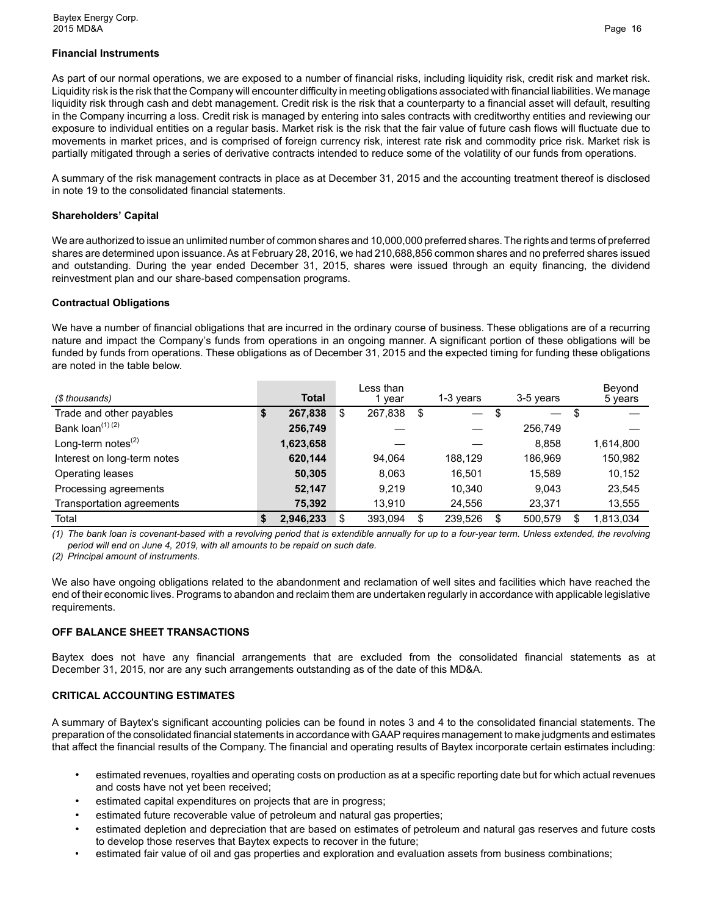### Financial Instruments

As part of our normal operations, we are exposed to a number of financial risks, including liquidity risk, credit risk and market risk. Liquidity risk is the risk that the Company will encounter difficulty in meeting obligations associated with financial liabilities. We manage liquidity risk through cash and debt management. Credit risk is the risk that a counterparty to a financial asset will default, resulting in the Company incurring a loss. Credit risk is managed by entering into sales contracts with creditworthy entities and reviewing our exposure to individual entities on a regular basis. Market risk is the risk that the fair value of future cash flows will fluctuate due to movements in market prices, and is comprised of foreign currency risk, interest rate risk and commodity price risk. Market risk is partially mitigated through a series of derivative contracts intended to reduce some of the volatility of our funds from operations.

A summary of the risk management contracts in place as at December 31, 2015 and the accounting treatment thereof is disclosed in note 19 to the consolidated financial statements.

### Shareholders' Capital

We are authorized to issue an unlimited number of common shares and 10,000,000 preferred shares. The rights and terms of preferred shares are determined upon issuance. As at February 28, 2016, we had 210,688,856 common shares and no preferred shares issued and outstanding. During the year ended December 31, 2015, shares were issued through an equity financing, the dividend reinvestment plan and our share-based compensation programs.

### Contractual Obligations

We have a number of financial obligations that are incurred in the ordinary course of business. These obligations are of a recurring nature and impact the Company's funds from operations in an ongoing manner. A significant portion of these obligations will be funded by funds from operations. These obligations as of December 31, 2015 and the expected timing for funding these obligations are noted in the table below.

| *($ thousands)* | **Total** | Less than 1 year | 1-3 years | 3-5 years | Beyond 5 years |
|---|---|---|---|---|---|
| Trade and other payables | **$ 267,838** | $ 267,838 | $ — | $ — | $ — |
| Bank loan(1) (2) | **256,749** | — | — | 256,749 | — |
| Long-term notes(2) | **1,623,658** | — | — | 8,858 | 1,614,800 |
| Interest on long-term notes | **620,144** | 94,064 | 188,129 | 186,969 | 150,982 |
| Operating leases | **50,305** | 8,063 | 16,501 | 15,589 | 10,152 |
| Processing agreements | **52,147** | 9,219 | 10,340 | 9,043 | 23,545 |
| Transportation agreements | **75,392** | 13,910 | 24,556 | 23,371 | 13,555 |
| Total | **$ 2,946,233** | $ 393,094 | $ 239,526 | $ 500,579 | $ 1,813,034 |

*(1) The bank loan is covenant-based with a revolving period that is extendible annually for up to a four-year term. Unless extended, the revolving period will end on June 4, 2019, with all amounts to be repaid on such date.*
*(2) Principal amount of instruments.*

We also have ongoing obligations related to the abandonment and reclamation of well sites and facilities which have reached the end of their economic lives. Programs to abandon and reclaim them are undertaken regularly in accordance with applicable legislative requirements.

## OFF BALANCE SHEET TRANSACTIONS

Baytex does not have any financial arrangements that are excluded from the consolidated financial statements as at December 31, 2015, nor are any such arrangements outstanding as of the date of this MD&A.

## CRITICAL ACCOUNTING ESTIMATES

A summary of Baytex's significant accounting policies can be found in notes 3 and 4 to the consolidated financial statements. The preparation of the consolidated financial statements in accordance with GAAP requires management to make judgments and estimates that affect the financial results of the Company. The financial and operating results of Baytex incorporate certain estimates including:

- estimated revenues, royalties and operating costs on production as at a specific reporting date but for which actual revenues and costs have not yet been received;
- estimated capital expenditures on projects that are in progress;
- estimated future recoverable value of petroleum and natural gas properties;
- estimated depletion and depreciation that are based on estimates of petroleum and natural gas reserves and future costs to develop those reserves that Baytex expects to recover in the future;
- estimated fair value of oil and gas properties and exploration and evaluation assets from business combinations;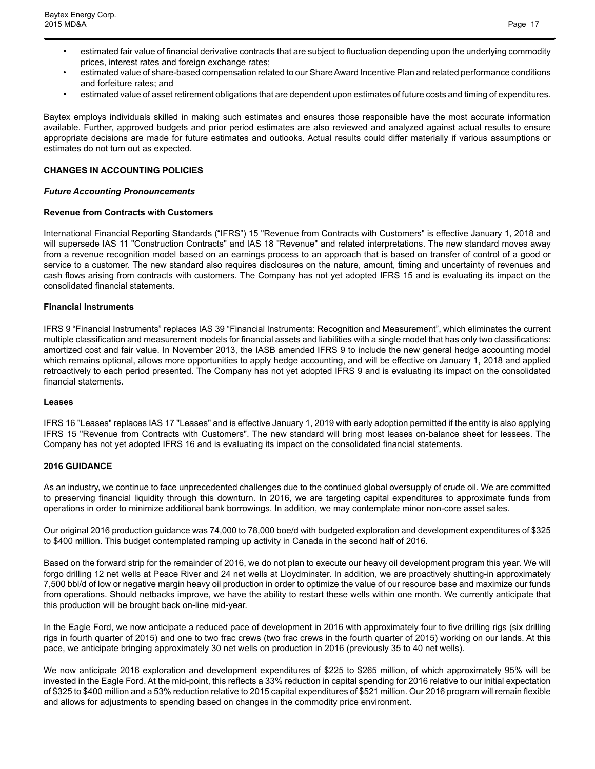- estimated fair value of financial derivative contracts that are subject to fluctuation depending upon the underlying commodity prices, interest rates and foreign exchange rates;
- estimated value of share-based compensation related to our Share Award Incentive Plan and related performance conditions and forfeiture rates; and
- estimated value of asset retirement obligations that are dependent upon estimates of future costs and timing of expenditures.

Baytex employs individuals skilled in making such estimates and ensures those responsible have the most accurate information available. Further, approved budgets and prior period estimates are also reviewed and analyzed against actual results to ensure appropriate decisions are made for future estimates and outlooks. Actual results could differ materially if various assumptions or estimates do not turn out as expected.

## CHANGES IN ACCOUNTING POLICIES

### *Future Accounting Pronouncements*

#### Revenue from Contracts with Customers

International Financial Reporting Standards ("IFRS") 15 "Revenue from Contracts with Customers" is effective January 1, 2018 and will supersede IAS 11 "Construction Contracts" and IAS 18 "Revenue" and related interpretations. The new standard moves away from a revenue recognition model based on an earnings process to an approach that is based on transfer of control of a good or service to a customer. The new standard also requires disclosures on the nature, amount, timing and uncertainty of revenues and cash flows arising from contracts with customers. The Company has not yet adopted IFRS 15 and is evaluating its impact on the consolidated financial statements.

#### Financial Instruments

IFRS 9 "Financial Instruments" replaces IAS 39 "Financial Instruments: Recognition and Measurement", which eliminates the current multiple classification and measurement models for financial assets and liabilities with a single model that has only two classifications: amortized cost and fair value. In November 2013, the IASB amended IFRS 9 to include the new general hedge accounting model which remains optional, allows more opportunities to apply hedge accounting, and will be effective on January 1, 2018 and applied retroactively to each period presented. The Company has not yet adopted IFRS 9 and is evaluating its impact on the consolidated financial statements.

#### Leases

IFRS 16 "Leases" replaces IAS 17 "Leases" and is effective January 1, 2019 with early adoption permitted if the entity is also applying IFRS 15 "Revenue from Contracts with Customers". The new standard will bring most leases on-balance sheet for lessees. The Company has not yet adopted IFRS 16 and is evaluating its impact on the consolidated financial statements.

## 2016 GUIDANCE

As an industry, we continue to face unprecedented challenges due to the continued global oversupply of crude oil. We are committed to preserving financial liquidity through this downturn. In 2016, we are targeting capital expenditures to approximate funds from operations in order to minimize additional bank borrowings. In addition, we may contemplate minor non-core asset sales.

Our original 2016 production guidance was 74,000 to 78,000 boe/d with budgeted exploration and development expenditures of $325 to $400 million. This budget contemplated ramping up activity in Canada in the second half of 2016.

Based on the forward strip for the remainder of 2016, we do not plan to execute our heavy oil development program this year. We will forgo drilling 12 net wells at Peace River and 24 net wells at Lloydminster. In addition, we are proactively shutting-in approximately 7,500 bbl/d of low or negative margin heavy oil production in order to optimize the value of our resource base and maximize our funds from operations. Should netbacks improve, we have the ability to restart these wells within one month. We currently anticipate that this production will be brought back on-line mid-year.

In the Eagle Ford, we now anticipate a reduced pace of development in 2016 with approximately four to five drilling rigs (six drilling rigs in fourth quarter of 2015) and one to two frac crews (two frac crews in the fourth quarter of 2015) working on our lands. At this pace, we anticipate bringing approximately 30 net wells on production in 2016 (previously 35 to 40 net wells).

We now anticipate 2016 exploration and development expenditures of $225 to $265 million, of which approximately 95% will be invested in the Eagle Ford. At the mid-point, this reflects a 33% reduction in capital spending for 2016 relative to our initial expectation of $325 to $400 million and a 53% reduction relative to 2015 capital expenditures of $521 million. Our 2016 program will remain flexible and allows for adjustments to spending based on changes in the commodity price environment.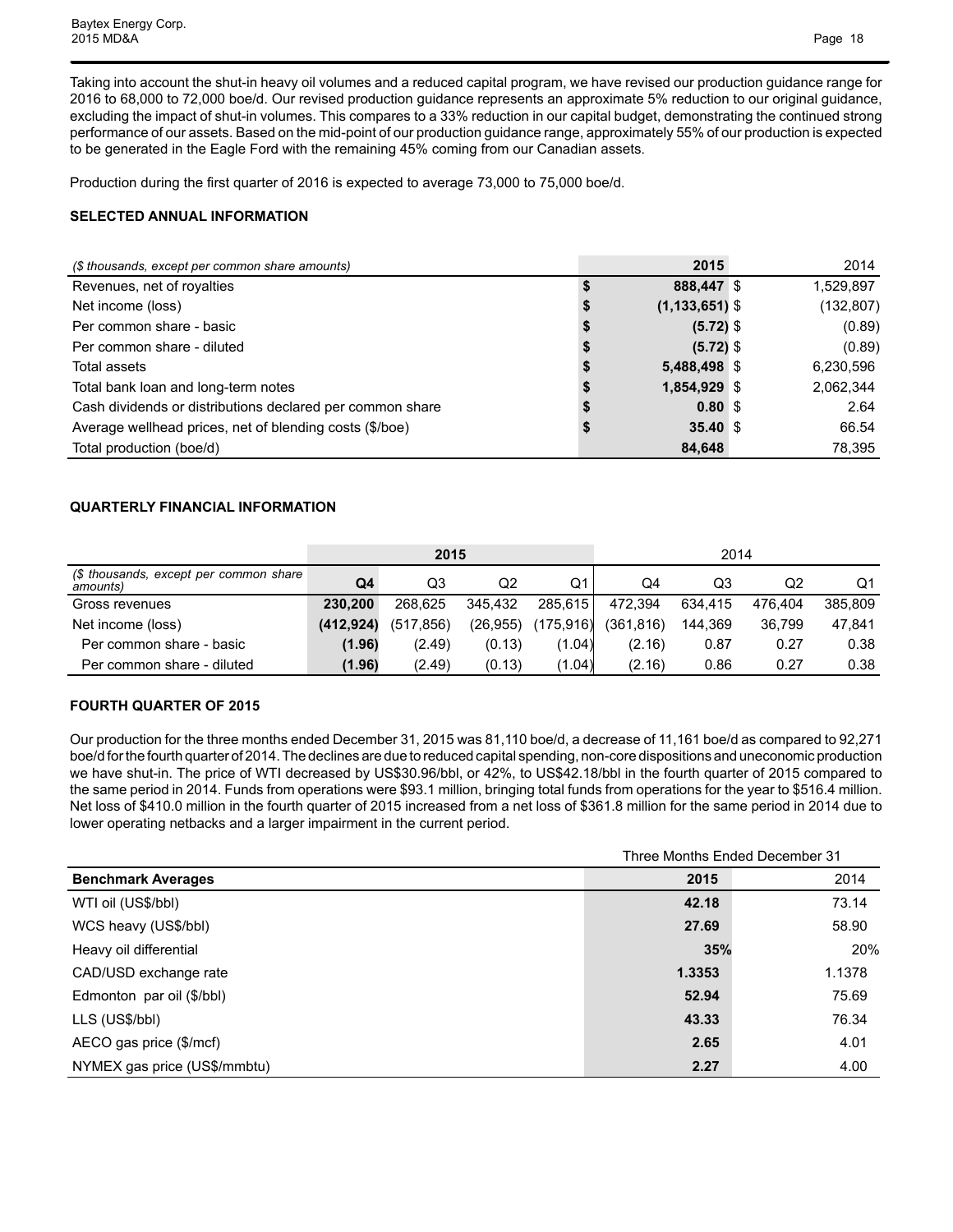Taking into account the shut-in heavy oil volumes and a reduced capital program, we have revised our production guidance range for 2016 to 68,000 to 72,000 boe/d. Our revised production guidance represents an approximate 5% reduction to our original guidance, excluding the impact of shut-in volumes. This compares to a 33% reduction in our capital budget, demonstrating the continued strong performance of our assets. Based on the mid-point of our production guidance range, approximately 55% of our production is expected to be generated in the Eagle Ford with the remaining 45% coming from our Canadian assets.

Production during the first quarter of 2016 is expected to average 73,000 to 75,000 boe/d.

### SELECTED ANNUAL INFORMATION

| *($ thousands, except per common share amounts)* | **2015** | 2014 |
|---|---|---|
| Revenues, net of royalties | **$ 888,447** | $ 1,529,897 |
| Net income (loss) | **$ (1,133,651)** | $ (132,807) |
| Per common share - basic | **$ (5.72)** | $ (0.89) |
| Per common share - diluted | **$ (5.72)** | $ (0.89) |
| Total assets | **$ 5,488,498** | $ 6,230,596 |
| Total bank loan and long-term notes | **$ 1,854,929** | $ 2,062,344 |
| Cash dividends or distributions declared per common share | **$ 0.80** | $ 2.64 |
| Average wellhead prices, net of blending costs ($/boe) | **$ 35.40** | $ 66.54 |
| Total production (boe/d) | **84,648** | 78,395 |

### QUARTERLY FINANCIAL INFORMATION

| | **2015** | | | | 2014 | | | |
|---|---|---|---|---|---|---|---|---|
| *($ thousands, except per common share amounts)* | **Q4** | Q3 | Q2 | Q1 | Q4 | Q3 | Q2 | Q1 |
| Gross revenues | **230,200** | 268,625 | 345,432 | 285,615 | 472,394 | 634,415 | 476,404 | 385,809 |
| Net income (loss) | **(412,924)** | (517,856) | (26,955) | (175,916) | (361,816) | 144,369 | 36,799 | 47,841 |
| Per common share - basic | **(1.96)** | (2.49) | (0.13) | (1.04) | (2.16) | 0.87 | 0.27 | 0.38 |
| Per common share - diluted | **(1.96)** | (2.49) | (0.13) | (1.04) | (2.16) | 0.86 | 0.27 | 0.38 |

### FOURTH QUARTER OF 2015

Our production for the three months ended December 31, 2015 was 81,110 boe/d, a decrease of 11,161 boe/d as compared to 92,271 boe/d for the fourth quarter of 2014. The declines are due to reduced capital spending, non-core dispositions and uneconomic production we have shut-in. The price of WTI decreased by US$30.96/bbl, or 42%, to US$42.18/bbl in the fourth quarter of 2015 compared to the same period in 2014. Funds from operations were $93.1 million, bringing total funds from operations for the year to $516.4 million. Net loss of $410.0 million in the fourth quarter of 2015 increased from a net loss of $361.8 million for the same period in 2014 due to lower operating netbacks and a larger impairment in the current period.

| | Three Months Ended December 31 | |
|---|---|---|
| **Benchmark Averages** | **2015** | 2014 |
| WTI oil (US$/bbl) | **42.18** | 73.14 |
| WCS heavy (US$/bbl) | **27.69** | 58.90 |
| Heavy oil differential | **35%** | 20% |
| CAD/USD exchange rate | **1.3353** | 1.1378 |
| Edmonton par oil ($/bbl) | **52.94** | 75.69 |
| LLS (US$/bbl) | **43.33** | 76.34 |
| AECO gas price ($/mcf) | **2.65** | 4.01 |
| NYMEX gas price (US$/mmbtu) | **2.27** | 4.00 |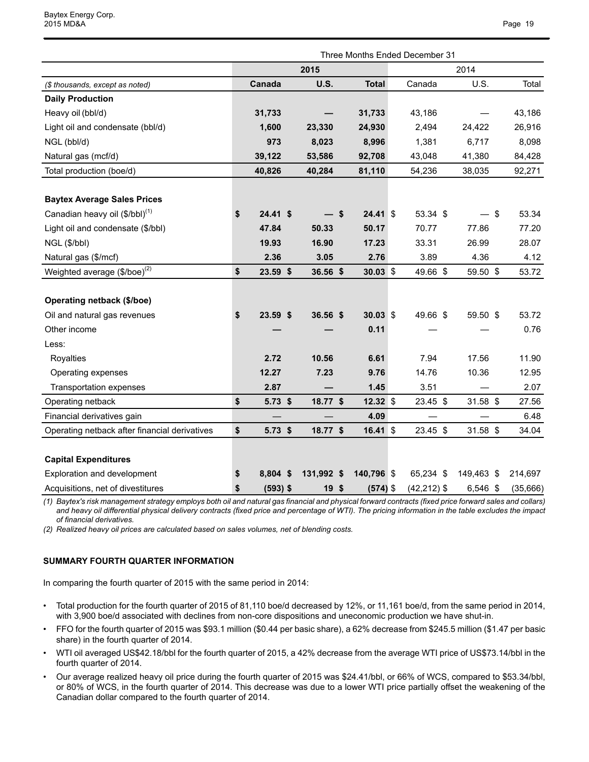| | Three Months Ended December 31 | | | | | |
|---|---|---|---|---|---|---|
| | 2015 | | | 2014 | | |
| *($ thousands, except as noted)* | **Canada** | **U.S.** | **Total** | Canada | U.S. | Total |
| **Daily Production** | | | | | | |
| Heavy oil (bbl/d) | **31,733** | **—** | **31,733** | 43,186 | — | 43,186 |
| Light oil and condensate (bbl/d) | **1,600** | **23,330** | **24,930** | 2,494 | 24,422 | 26,916 |
| NGL (bbl/d) | **973** | **8,023** | **8,996** | 1,381 | 6,717 | 8,098 |
| Natural gas (mcf/d) | **39,122** | **53,586** | **92,708** | 43,048 | 41,380 | 84,428 |
| Total production (boe/d) | **40,826** | **40,284** | **81,110** | 54,236 | 38,035 | 92,271 |
| | | | | | | |
| **Baytex Average Sales Prices** | | | | | | |
| Canadian heavy oil ($/bbl)[1] | **$ 24.41** | **$ —** | **$ 24.41** | $ 53.34 | $ — | $ 53.34 |
| Light oil and condensate ($/bbl) | **47.84** | **50.33** | **50.17** | 70.77 | 77.86 | 77.20 |
| NGL ($/bbl) | **19.93** | **16.90** | **17.23** | 33.31 | 26.99 | 28.07 |
| Natural gas ($/mcf) | **2.36** | **3.05** | **2.76** | 3.89 | 4.36 | 4.12 |
| Weighted average ($/boe)[2] | **$ 23.59** | **$ 36.56** | **$ 30.03** | $ 49.66 | $ 59.50 | $ 53.72 |
| | | | | | | |
| **Operating netback ($/boe)** | | | | | | |
| Oil and natural gas revenues | **$ 23.59** | **$ 36.56** | **$ 30.03** | $ 49.66 | $ 59.50 | $ 53.72 |
| Other income | **—** | **—** | **0.11** | — | — | 0.76 |
| Less: | | | | | | |
| Royalties | **2.72** | **10.56** | **6.61** | 7.94 | 17.56 | 11.90 |
| Operating expenses | **12.27** | **7.23** | **9.76** | 14.76 | 10.36 | 12.95 |
| Transportation expenses | **2.87** | **—** | **1.45** | 3.51 | — | 2.07 |
| Operating netback | **$ 5.73** | **$ 18.77** | **$ 12.32** | $ 23.45 | $ 31.58 | $ 27.56 |
| Financial derivatives gain | **—** | **—** | **4.09** | — | — | 6.48 |
| Operating netback after financial derivatives | **$ 5.73** | **$ 18.77** | **$ 16.41** | $ 23.45 | $ 31.58 | $ 34.04 |
| | | | | | | |
| **Capital Expenditures** | | | | | | |
| Exploration and development | **$ 8,804** | **$ 131,992** | **$ 140,796** | $ 65,234 | $ 149,463 | $ 214,697 |
| Acquisitions, net of divestitures | **$ (593)** | **$ 19** | **$ (574)** | $ (42,212) | $ 6,546 | $ (35,666) |

*(1) Baytex's risk management strategy employs both oil and natural gas financial and physical forward contracts (fixed price forward sales and collars) and heavy oil differential physical delivery contracts (fixed price and percentage of WTI). The pricing information in the table excludes the impact of financial derivatives.*

*(2) Realized heavy oil prices are calculated based on sales volumes, net of blending costs.*

**SUMMARY FOURTH QUARTER INFORMATION**

In comparing the fourth quarter of 2015 with the same period in 2014:

- Total production for the fourth quarter of 2015 of 81,110 boe/d decreased by 12%, or 11,161 boe/d, from the same period in 2014, with 3,900 boe/d associated with declines from non-core dispositions and uneconomic production we have shut-in.
- FFO for the fourth quarter of 2015 was $93.1 million ($0.44 per basic share), a 62% decrease from $245.5 million ($1.47 per basic share) in the fourth quarter of 2014.
- WTI oil averaged US$42.18/bbl for the fourth quarter of 2015, a 42% decrease from the average WTI price of US$73.14/bbl in the fourth quarter of 2014.
- Our average realized heavy oil price during the fourth quarter of 2015 was $24.41/bbl, or 66% of WCS, compared to $53.34/bbl, or 80% of WCS, in the fourth quarter of 2014. This decrease was due to a lower WTI price partially offset the weakening of the Canadian dollar compared to the fourth quarter of 2014.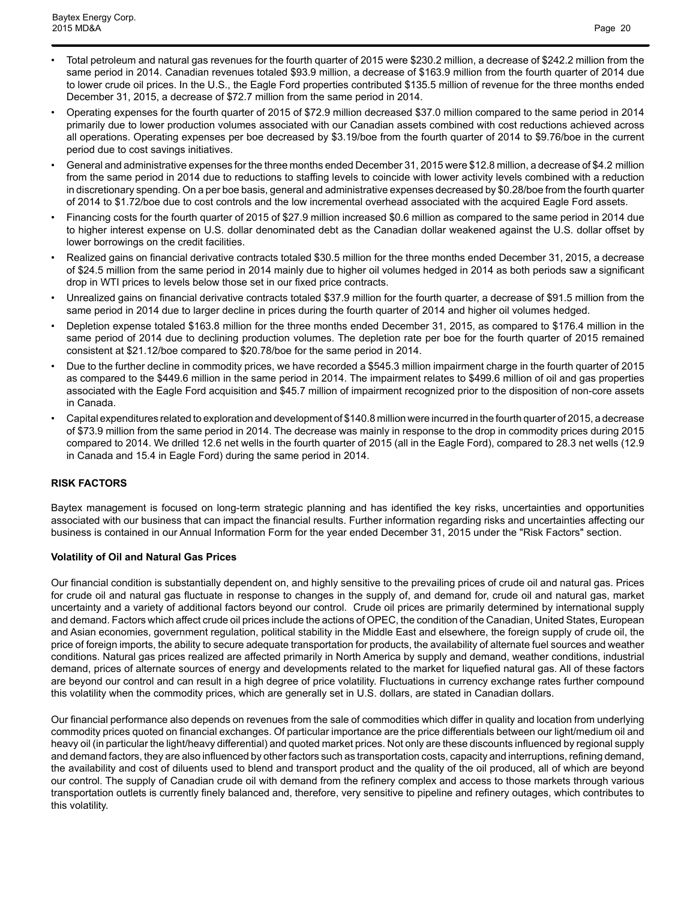- Total petroleum and natural gas revenues for the fourth quarter of 2015 were $230.2 million, a decrease of $242.2 million from the same period in 2014. Canadian revenues totaled $93.9 million, a decrease of $163.9 million from the fourth quarter of 2014 due to lower crude oil prices. In the U.S., the Eagle Ford properties contributed $135.5 million of revenue for the three months ended December 31, 2015, a decrease of $72.7 million from the same period in 2014.
- Operating expenses for the fourth quarter of 2015 of $72.9 million decreased $37.0 million compared to the same period in 2014 primarily due to lower production volumes associated with our Canadian assets combined with cost reductions achieved across all operations. Operating expenses per boe decreased by $3.19/boe from the fourth quarter of 2014 to $9.76/boe in the current period due to cost savings initiatives.
- General and administrative expenses for the three months ended December 31, 2015 were $12.8 million, a decrease of $4.2 million from the same period in 2014 due to reductions to staffing levels to coincide with lower activity levels combined with a reduction in discretionary spending. On a per boe basis, general and administrative expenses decreased by $0.28/boe from the fourth quarter of 2014 to $1.72/boe due to cost controls and the low incremental overhead associated with the acquired Eagle Ford assets.
- Financing costs for the fourth quarter of 2015 of $27.9 million increased $0.6 million as compared to the same period in 2014 due to higher interest expense on U.S. dollar denominated debt as the Canadian dollar weakened against the U.S. dollar offset by lower borrowings on the credit facilities.
- Realized gains on financial derivative contracts totaled $30.5 million for the three months ended December 31, 2015, a decrease of $24.5 million from the same period in 2014 mainly due to higher oil volumes hedged in 2014 as both periods saw a significant drop in WTI prices to levels below those set in our fixed price contracts.
- Unrealized gains on financial derivative contracts totaled $37.9 million for the fourth quarter, a decrease of $91.5 million from the same period in 2014 due to larger decline in prices during the fourth quarter of 2014 and higher oil volumes hedged.
- Depletion expense totaled $163.8 million for the three months ended December 31, 2015, as compared to $176.4 million in the same period of 2014 due to declining production volumes. The depletion rate per boe for the fourth quarter of 2015 remained consistent at $21.12/boe compared to $20.78/boe for the same period in 2014.
- Due to the further decline in commodity prices, we have recorded a $545.3 million impairment charge in the fourth quarter of 2015 as compared to the $449.6 million in the same period in 2014. The impairment relates to $499.6 million of oil and gas properties associated with the Eagle Ford acquisition and $45.7 million of impairment recognized prior to the disposition of non-core assets in Canada.
- Capital expenditures related to exploration and development of $140.8 million were incurred in the fourth quarter of 2015, a decrease of $73.9 million from the same period in 2014. The decrease was mainly in response to the drop in commodity prices during 2015 compared to 2014. We drilled 12.6 net wells in the fourth quarter of 2015 (all in the Eagle Ford), compared to 28.3 net wells (12.9 in Canada and 15.4 in Eagle Ford) during the same period in 2014.

## RISK FACTORS

Baytex management is focused on long-term strategic planning and has identified the key risks, uncertainties and opportunities associated with our business that can impact the financial results. Further information regarding risks and uncertainties affecting our business is contained in our Annual Information Form for the year ended December 31, 2015 under the "Risk Factors" section.

### Volatility of Oil and Natural Gas Prices

Our financial condition is substantially dependent on, and highly sensitive to the prevailing prices of crude oil and natural gas. Prices for crude oil and natural gas fluctuate in response to changes in the supply of, and demand for, crude oil and natural gas, market uncertainty and a variety of additional factors beyond our control. Crude oil prices are primarily determined by international supply and demand. Factors which affect crude oil prices include the actions of OPEC, the condition of the Canadian, United States, European and Asian economies, government regulation, political stability in the Middle East and elsewhere, the foreign supply of crude oil, the price of foreign imports, the ability to secure adequate transportation for products, the availability of alternate fuel sources and weather conditions. Natural gas prices realized are affected primarily in North America by supply and demand, weather conditions, industrial demand, prices of alternate sources of energy and developments related to the market for liquefied natural gas. All of these factors are beyond our control and can result in a high degree of price volatility. Fluctuations in currency exchange rates further compound this volatility when the commodity prices, which are generally set in U.S. dollars, are stated in Canadian dollars.

Our financial performance also depends on revenues from the sale of commodities which differ in quality and location from underlying commodity prices quoted on financial exchanges. Of particular importance are the price differentials between our light/medium oil and heavy oil (in particular the light/heavy differential) and quoted market prices. Not only are these discounts influenced by regional supply and demand factors, they are also influenced by other factors such as transportation costs, capacity and interruptions, refining demand, the availability and cost of diluents used to blend and transport product and the quality of the oil produced, all of which are beyond our control. The supply of Canadian crude oil with demand from the refinery complex and access to those markets through various transportation outlets is currently finely balanced and, therefore, very sensitive to pipeline and refinery outages, which contributes to this volatility.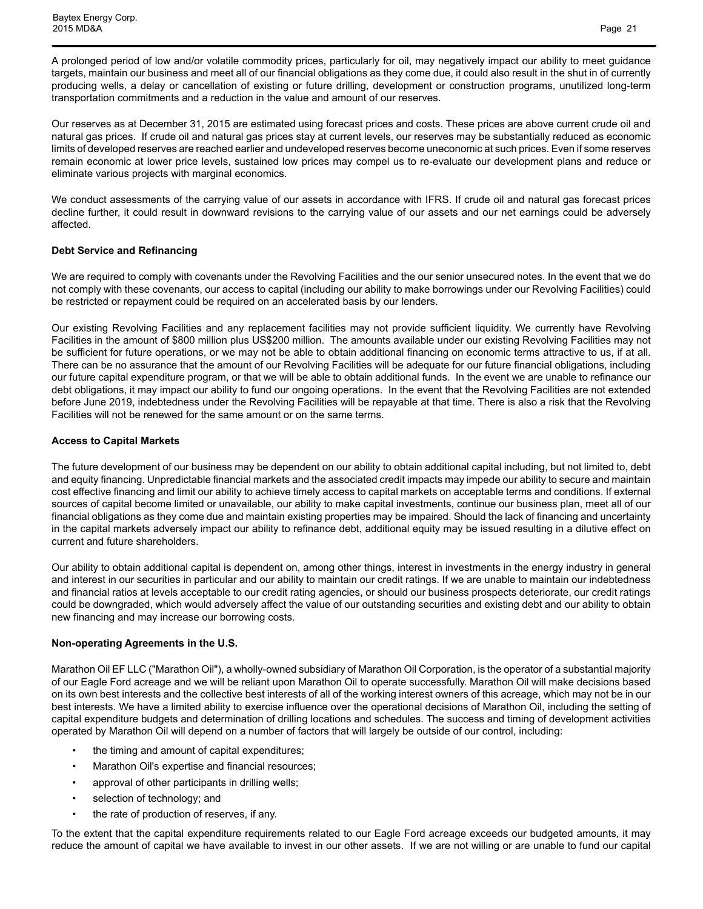A prolonged period of low and/or volatile commodity prices, particularly for oil, may negatively impact our ability to meet guidance targets, maintain our business and meet all of our financial obligations as they come due, it could also result in the shut in of currently producing wells, a delay or cancellation of existing or future drilling, development or construction programs, unutilized long-term transportation commitments and a reduction in the value and amount of our reserves.

Our reserves as at December 31, 2015 are estimated using forecast prices and costs. These prices are above current crude oil and natural gas prices. If crude oil and natural gas prices stay at current levels, our reserves may be substantially reduced as economic limits of developed reserves are reached earlier and undeveloped reserves become uneconomic at such prices. Even if some reserves remain economic at lower price levels, sustained low prices may compel us to re-evaluate our development plans and reduce or eliminate various projects with marginal economics.

We conduct assessments of the carrying value of our assets in accordance with IFRS. If crude oil and natural gas forecast prices decline further, it could result in downward revisions to the carrying value of our assets and our net earnings could be adversely affected.

**Debt Service and Refinancing**

We are required to comply with covenants under the Revolving Facilities and the our senior unsecured notes. In the event that we do not comply with these covenants, our access to capital (including our ability to make borrowings under our Revolving Facilities) could be restricted or repayment could be required on an accelerated basis by our lenders.

Our existing Revolving Facilities and any replacement facilities may not provide sufficient liquidity. We currently have Revolving Facilities in the amount of $800 million plus US$200 million. The amounts available under our existing Revolving Facilities may not be sufficient for future operations, or we may not be able to obtain additional financing on economic terms attractive to us, if at all. There can be no assurance that the amount of our Revolving Facilities will be adequate for our future financial obligations, including our future capital expenditure program, or that we will be able to obtain additional funds. In the event we are unable to refinance our debt obligations, it may impact our ability to fund our ongoing operations. In the event that the Revolving Facilities are not extended before June 2019, indebtedness under the Revolving Facilities will be repayable at that time. There is also a risk that the Revolving Facilities will not be renewed for the same amount or on the same terms.

**Access to Capital Markets**

The future development of our business may be dependent on our ability to obtain additional capital including, but not limited to, debt and equity financing. Unpredictable financial markets and the associated credit impacts may impede our ability to secure and maintain cost effective financing and limit our ability to achieve timely access to capital markets on acceptable terms and conditions. If external sources of capital become limited or unavailable, our ability to make capital investments, continue our business plan, meet all of our financial obligations as they come due and maintain existing properties may be impaired. Should the lack of financing and uncertainty in the capital markets adversely impact our ability to refinance debt, additional equity may be issued resulting in a dilutive effect on current and future shareholders.

Our ability to obtain additional capital is dependent on, among other things, interest in investments in the energy industry in general and interest in our securities in particular and our ability to maintain our credit ratings. If we are unable to maintain our indebtedness and financial ratios at levels acceptable to our credit rating agencies, or should our business prospects deteriorate, our credit ratings could be downgraded, which would adversely affect the value of our outstanding securities and existing debt and our ability to obtain new financing and may increase our borrowing costs.

**Non-operating Agreements in the U.S.**

Marathon Oil EF LLC ("Marathon Oil"), a wholly-owned subsidiary of Marathon Oil Corporation, is the operator of a substantial majority of our Eagle Ford acreage and we will be reliant upon Marathon Oil to operate successfully. Marathon Oil will make decisions based on its own best interests and the collective best interests of all of the working interest owners of this acreage, which may not be in our best interests. We have a limited ability to exercise influence over the operational decisions of Marathon Oil, including the setting of capital expenditure budgets and determination of drilling locations and schedules. The success and timing of development activities operated by Marathon Oil will depend on a number of factors that will largely be outside of our control, including:

- the timing and amount of capital expenditures;
- Marathon Oil's expertise and financial resources;
- approval of other participants in drilling wells;
- selection of technology; and
- the rate of production of reserves, if any.

To the extent that the capital expenditure requirements related to our Eagle Ford acreage exceeds our budgeted amounts, it may reduce the amount of capital we have available to invest in our other assets. If we are not willing or are unable to fund our capital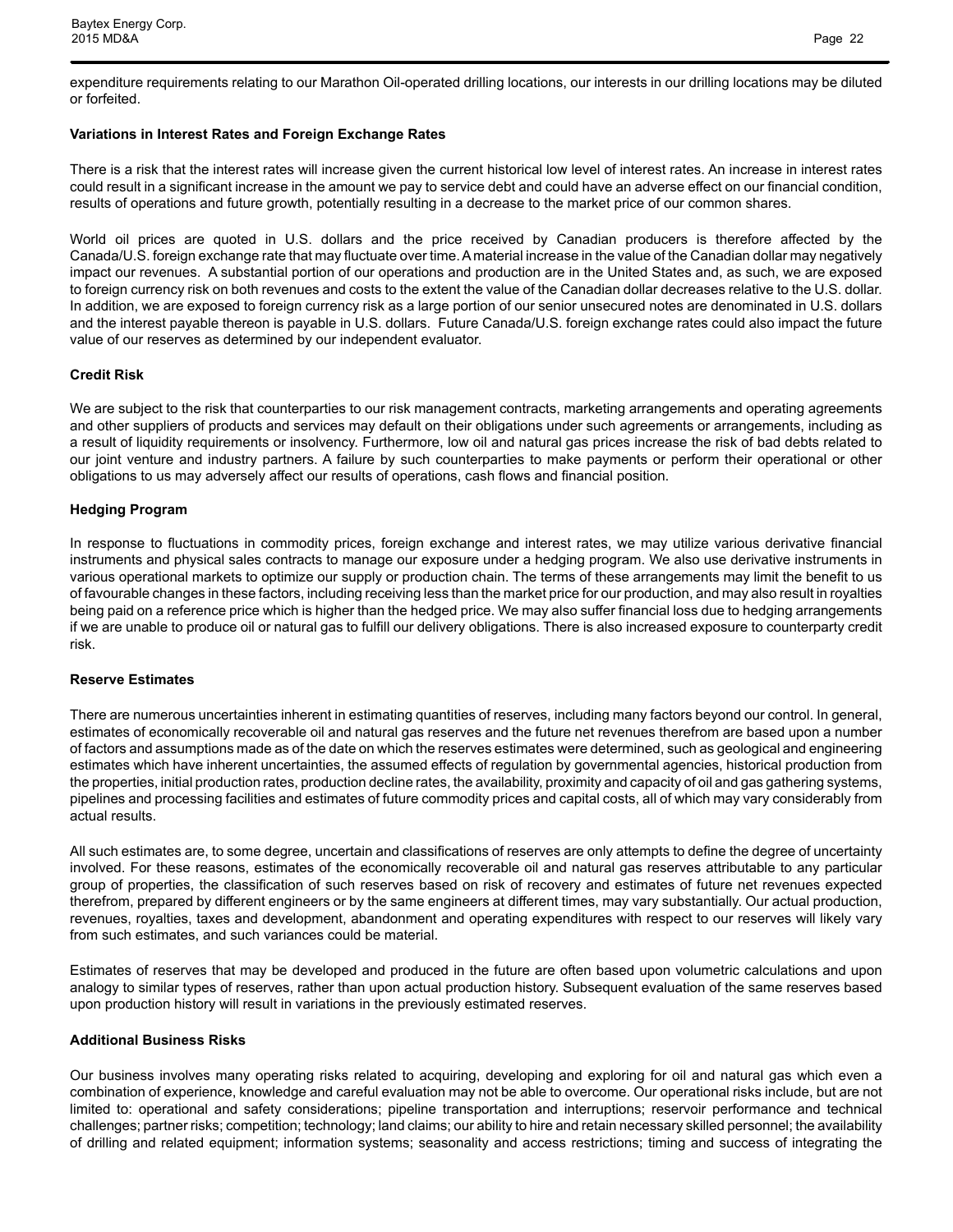expenditure requirements relating to our Marathon Oil-operated drilling locations, our interests in our drilling locations may be diluted or forfeited.

**Variations in Interest Rates and Foreign Exchange Rates**

There is a risk that the interest rates will increase given the current historical low level of interest rates. An increase in interest rates could result in a significant increase in the amount we pay to service debt and could have an adverse effect on our financial condition, results of operations and future growth, potentially resulting in a decrease to the market price of our common shares.

World oil prices are quoted in U.S. dollars and the price received by Canadian producers is therefore affected by the Canada/U.S. foreign exchange rate that may fluctuate over time. A material increase in the value of the Canadian dollar may negatively impact our revenues. A substantial portion of our operations and production are in the United States and, as such, we are exposed to foreign currency risk on both revenues and costs to the extent the value of the Canadian dollar decreases relative to the U.S. dollar. In addition, we are exposed to foreign currency risk as a large portion of our senior unsecured notes are denominated in U.S. dollars and the interest payable thereon is payable in U.S. dollars. Future Canada/U.S. foreign exchange rates could also impact the future value of our reserves as determined by our independent evaluator.

**Credit Risk**

We are subject to the risk that counterparties to our risk management contracts, marketing arrangements and operating agreements and other suppliers of products and services may default on their obligations under such agreements or arrangements, including as a result of liquidity requirements or insolvency. Furthermore, low oil and natural gas prices increase the risk of bad debts related to our joint venture and industry partners. A failure by such counterparties to make payments or perform their operational or other obligations to us may adversely affect our results of operations, cash flows and financial position.

**Hedging Program**

In response to fluctuations in commodity prices, foreign exchange and interest rates, we may utilize various derivative financial instruments and physical sales contracts to manage our exposure under a hedging program. We also use derivative instruments in various operational markets to optimize our supply or production chain. The terms of these arrangements may limit the benefit to us of favourable changes in these factors, including receiving less than the market price for our production, and may also result in royalties being paid on a reference price which is higher than the hedged price. We may also suffer financial loss due to hedging arrangements if we are unable to produce oil or natural gas to fulfill our delivery obligations. There is also increased exposure to counterparty credit risk.

**Reserve Estimates**

There are numerous uncertainties inherent in estimating quantities of reserves, including many factors beyond our control. In general, estimates of economically recoverable oil and natural gas reserves and the future net revenues therefrom are based upon a number of factors and assumptions made as of the date on which the reserves estimates were determined, such as geological and engineering estimates which have inherent uncertainties, the assumed effects of regulation by governmental agencies, historical production from the properties, initial production rates, production decline rates, the availability, proximity and capacity of oil and gas gathering systems, pipelines and processing facilities and estimates of future commodity prices and capital costs, all of which may vary considerably from actual results.

All such estimates are, to some degree, uncertain and classifications of reserves are only attempts to define the degree of uncertainty involved. For these reasons, estimates of the economically recoverable oil and natural gas reserves attributable to any particular group of properties, the classification of such reserves based on risk of recovery and estimates of future net revenues expected therefrom, prepared by different engineers or by the same engineers at different times, may vary substantially. Our actual production, revenues, royalties, taxes and development, abandonment and operating expenditures with respect to our reserves will likely vary from such estimates, and such variances could be material.

Estimates of reserves that may be developed and produced in the future are often based upon volumetric calculations and upon analogy to similar types of reserves, rather than upon actual production history. Subsequent evaluation of the same reserves based upon production history will result in variations in the previously estimated reserves.

**Additional Business Risks**

Our business involves many operating risks related to acquiring, developing and exploring for oil and natural gas which even a combination of experience, knowledge and careful evaluation may not be able to overcome. Our operational risks include, but are not limited to: operational and safety considerations; pipeline transportation and interruptions; reservoir performance and technical challenges; partner risks; competition; technology; land claims; our ability to hire and retain necessary skilled personnel; the availability of drilling and related equipment; information systems; seasonality and access restrictions; timing and success of integrating the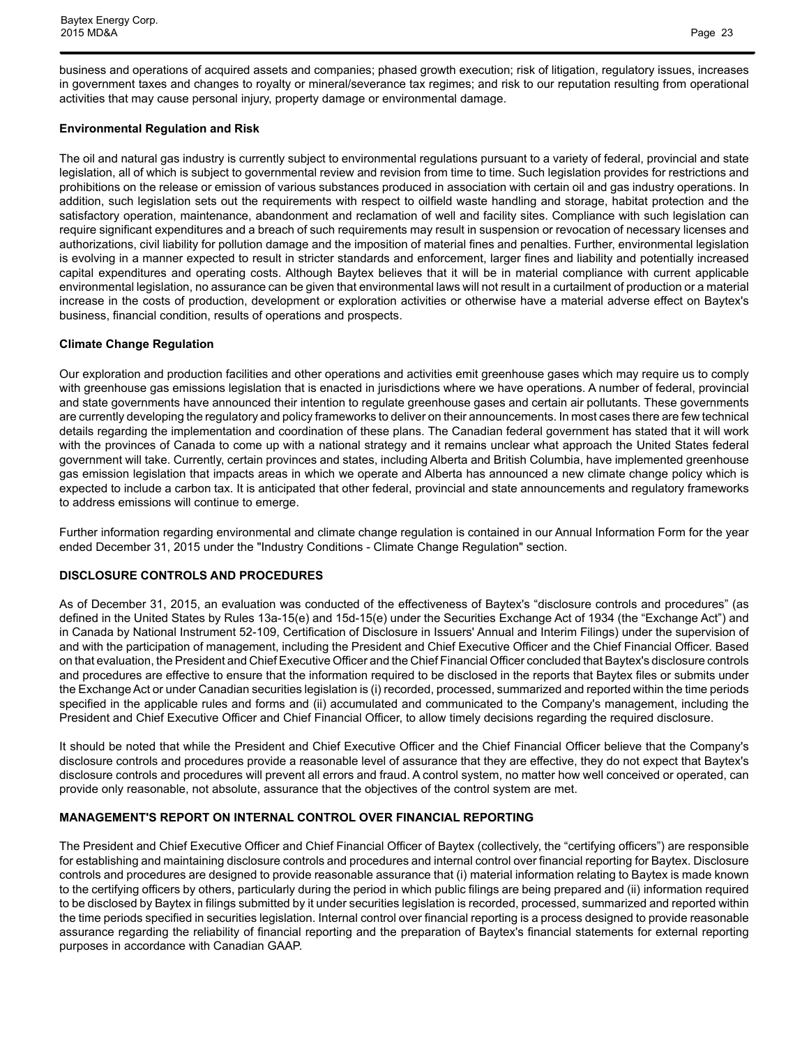business and operations of acquired assets and companies; phased growth execution; risk of litigation, regulatory issues, increases in government taxes and changes to royalty or mineral/severance tax regimes; and risk to our reputation resulting from operational activities that may cause personal injury, property damage or environmental damage.

**Environmental Regulation and Risk**

The oil and natural gas industry is currently subject to environmental regulations pursuant to a variety of federal, provincial and state legislation, all of which is subject to governmental review and revision from time to time. Such legislation provides for restrictions and prohibitions on the release or emission of various substances produced in association with certain oil and gas industry operations. In addition, such legislation sets out the requirements with respect to oilfield waste handling and storage, habitat protection and the satisfactory operation, maintenance, abandonment and reclamation of well and facility sites. Compliance with such legislation can require significant expenditures and a breach of such requirements may result in suspension or revocation of necessary licenses and authorizations, civil liability for pollution damage and the imposition of material fines and penalties. Further, environmental legislation is evolving in a manner expected to result in stricter standards and enforcement, larger fines and liability and potentially increased capital expenditures and operating costs. Although Baytex believes that it will be in material compliance with current applicable environmental legislation, no assurance can be given that environmental laws will not result in a curtailment of production or a material increase in the costs of production, development or exploration activities or otherwise have a material adverse effect on Baytex's business, financial condition, results of operations and prospects.

**Climate Change Regulation**

Our exploration and production facilities and other operations and activities emit greenhouse gases which may require us to comply with greenhouse gas emissions legislation that is enacted in jurisdictions where we have operations. A number of federal, provincial and state governments have announced their intention to regulate greenhouse gases and certain air pollutants. These governments are currently developing the regulatory and policy frameworks to deliver on their announcements. In most cases there are few technical details regarding the implementation and coordination of these plans. The Canadian federal government has stated that it will work with the provinces of Canada to come up with a national strategy and it remains unclear what approach the United States federal government will take. Currently, certain provinces and states, including Alberta and British Columbia, have implemented greenhouse gas emission legislation that impacts areas in which we operate and Alberta has announced a new climate change policy which is expected to include a carbon tax. It is anticipated that other federal, provincial and state announcements and regulatory frameworks to address emissions will continue to emerge.

Further information regarding environmental and climate change regulation is contained in our Annual Information Form for the year ended December 31, 2015 under the "Industry Conditions - Climate Change Regulation" section.

## DISCLOSURE CONTROLS AND PROCEDURES

As of December 31, 2015, an evaluation was conducted of the effectiveness of Baytex's “disclosure controls and procedures” (as defined in the United States by Rules 13a-15(e) and 15d-15(e) under the Securities Exchange Act of 1934 (the “Exchange Act”) and in Canada by National Instrument 52-109, Certification of Disclosure in Issuers' Annual and Interim Filings) under the supervision of and with the participation of management, including the President and Chief Executive Officer and the Chief Financial Officer. Based on that evaluation, the President and Chief Executive Officer and the Chief Financial Officer concluded that Baytex's disclosure controls and procedures are effective to ensure that the information required to be disclosed in the reports that Baytex files or submits under the Exchange Act or under Canadian securities legislation is (i) recorded, processed, summarized and reported within the time periods specified in the applicable rules and forms and (ii) accumulated and communicated to the Company's management, including the President and Chief Executive Officer and Chief Financial Officer, to allow timely decisions regarding the required disclosure.

It should be noted that while the President and Chief Executive Officer and the Chief Financial Officer believe that the Company's disclosure controls and procedures provide a reasonable level of assurance that they are effective, they do not expect that Baytex's disclosure controls and procedures will prevent all errors and fraud. A control system, no matter how well conceived or operated, can provide only reasonable, not absolute, assurance that the objectives of the control system are met.

## MANAGEMENT'S REPORT ON INTERNAL CONTROL OVER FINANCIAL REPORTING

The President and Chief Executive Officer and Chief Financial Officer of Baytex (collectively, the “certifying officers”) are responsible for establishing and maintaining disclosure controls and procedures and internal control over financial reporting for Baytex. Disclosure controls and procedures are designed to provide reasonable assurance that (i) material information relating to Baytex is made known to the certifying officers by others, particularly during the period in which public filings are being prepared and (ii) information required to be disclosed by Baytex in filings submitted by it under securities legislation is recorded, processed, summarized and reported within the time periods specified in securities legislation. Internal control over financial reporting is a process designed to provide reasonable assurance regarding the reliability of financial reporting and the preparation of Baytex's financial statements for external reporting purposes in accordance with Canadian GAAP.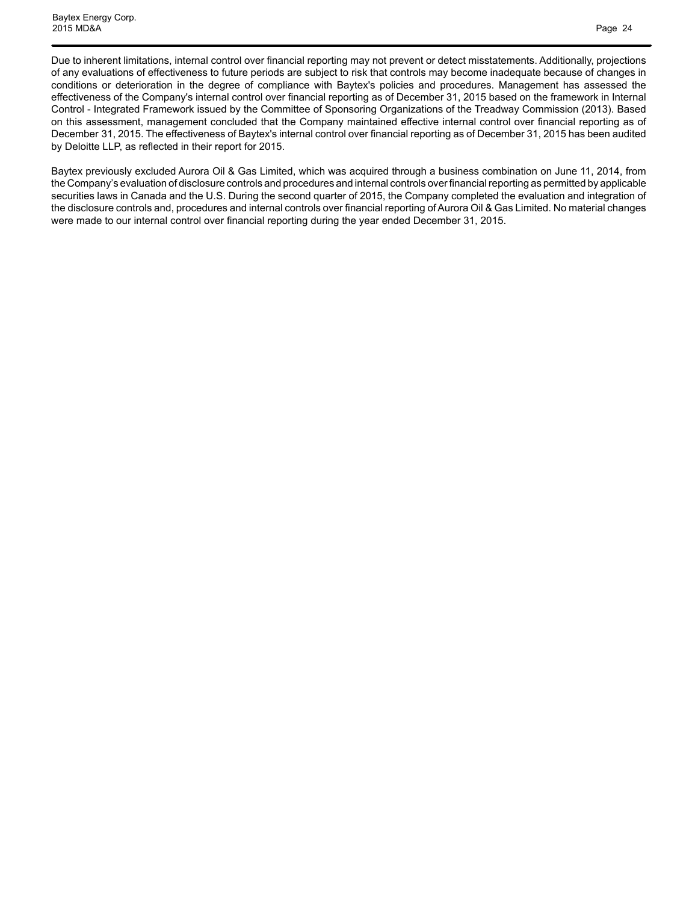Due to inherent limitations, internal control over financial reporting may not prevent or detect misstatements. Additionally, projections of any evaluations of effectiveness to future periods are subject to risk that controls may become inadequate because of changes in conditions or deterioration in the degree of compliance with Baytex's policies and procedures. Management has assessed the effectiveness of the Company's internal control over financial reporting as of December 31, 2015 based on the framework in Internal Control - Integrated Framework issued by the Committee of Sponsoring Organizations of the Treadway Commission (2013). Based on this assessment, management concluded that the Company maintained effective internal control over financial reporting as of December 31, 2015. The effectiveness of Baytex's internal control over financial reporting as of December 31, 2015 has been audited by Deloitte LLP, as reflected in their report for 2015.

Baytex previously excluded Aurora Oil & Gas Limited, which was acquired through a business combination on June 11, 2014, from the Company's evaluation of disclosure controls and procedures and internal controls over financial reporting as permitted by applicable securities laws in Canada and the U.S. During the second quarter of 2015, the Company completed the evaluation and integration of the disclosure controls and, procedures and internal controls over financial reporting of Aurora Oil & Gas Limited. No material changes were made to our internal control over financial reporting during the year ended December 31, 2015.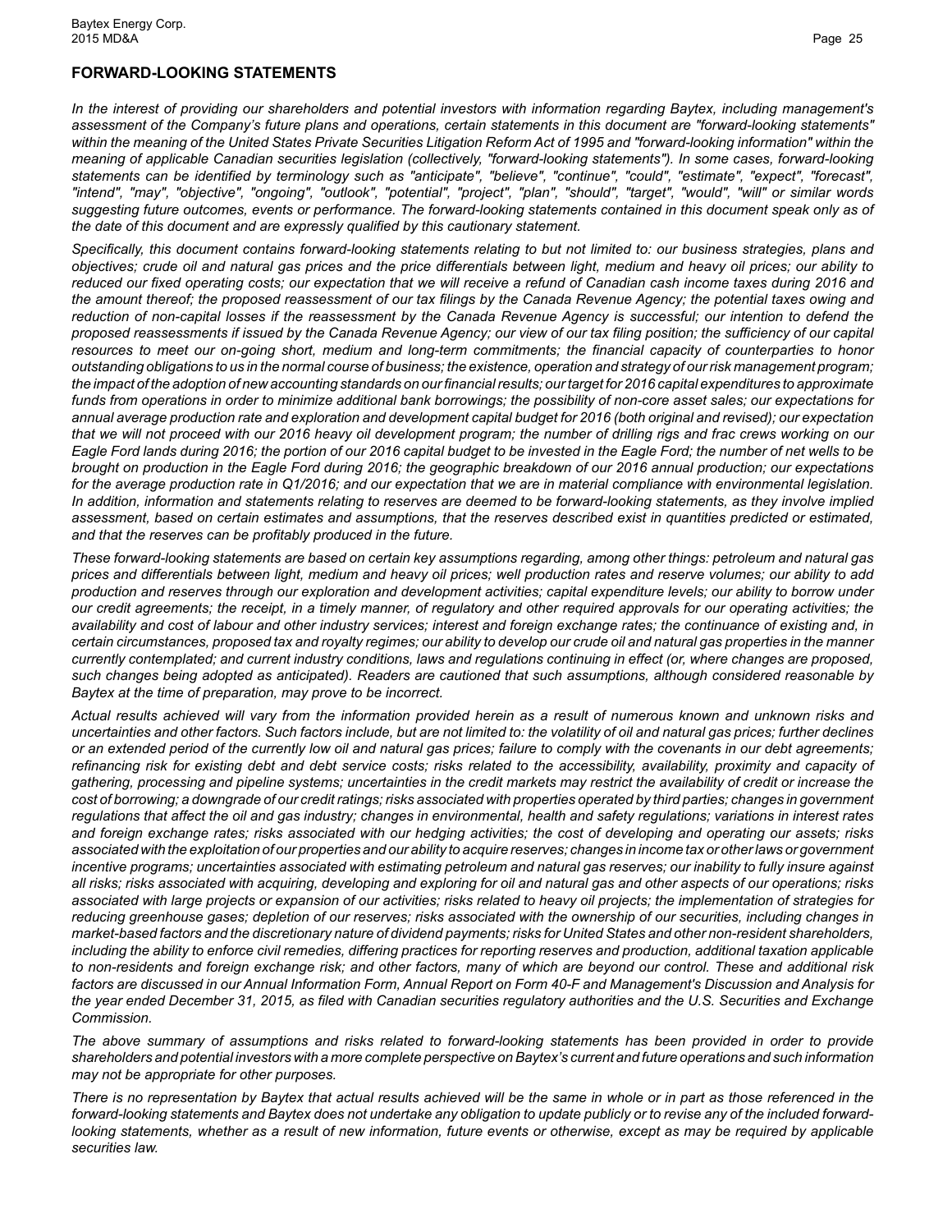## FORWARD-LOOKING STATEMENTS

*In the interest of providing our shareholders and potential investors with information regarding Baytex, including management's assessment of the Company's future plans and operations, certain statements in this document are "forward-looking statements" within the meaning of the United States Private Securities Litigation Reform Act of 1995 and "forward-looking information" within the meaning of applicable Canadian securities legislation (collectively, "forward-looking statements"). In some cases, forward-looking statements can be identified by terminology such as "anticipate", "believe", "continue", "could", "estimate", "expect", "forecast", "intend", "may", "objective", "ongoing", "outlook", "potential", "project", "plan", "should", "target", "would", "will" or similar words suggesting future outcomes, events or performance. The forward-looking statements contained in this document speak only as of the date of this document and are expressly qualified by this cautionary statement.*

*Specifically, this document contains forward-looking statements relating to but not limited to: our business strategies, plans and objectives; crude oil and natural gas prices and the price differentials between light, medium and heavy oil prices; our ability to reduced our fixed operating costs; our expectation that we will receive a refund of Canadian cash income taxes during 2016 and the amount thereof; the proposed reassessment of our tax filings by the Canada Revenue Agency; the potential taxes owing and reduction of non-capital losses if the reassessment by the Canada Revenue Agency is successful; our intention to defend the proposed reassessments if issued by the Canada Revenue Agency; our view of our tax filing position; the sufficiency of our capital resources to meet our on-going short, medium and long-term commitments; the financial capacity of counterparties to honor outstanding obligations to us in the normal course of business; the existence, operation and strategy of our risk management program; the impact of the adoption of new accounting standards on our financial results; our target for 2016 capital expenditures to approximate funds from operations in order to minimize additional bank borrowings; the possibility of non-core asset sales; our expectations for annual average production rate and exploration and development capital budget for 2016 (both original and revised); our expectation that we will not proceed with our 2016 heavy oil development program; the number of drilling rigs and frac crews working on our Eagle Ford lands during 2016; the portion of our 2016 capital budget to be invested in the Eagle Ford; the number of net wells to be brought on production in the Eagle Ford during 2016; the geographic breakdown of our 2016 annual production; our expectations for the average production rate in Q1/2016; and our expectation that we are in material compliance with environmental legislation. In addition, information and statements relating to reserves are deemed to be forward-looking statements, as they involve implied assessment, based on certain estimates and assumptions, that the reserves described exist in quantities predicted or estimated, and that the reserves can be profitably produced in the future.*

*These forward-looking statements are based on certain key assumptions regarding, among other things: petroleum and natural gas prices and differentials between light, medium and heavy oil prices; well production rates and reserve volumes; our ability to add production and reserves through our exploration and development activities; capital expenditure levels; our ability to borrow under our credit agreements; the receipt, in a timely manner, of regulatory and other required approvals for our operating activities; the availability and cost of labour and other industry services; interest and foreign exchange rates; the continuance of existing and, in certain circumstances, proposed tax and royalty regimes; our ability to develop our crude oil and natural gas properties in the manner currently contemplated; and current industry conditions, laws and regulations continuing in effect (or, where changes are proposed, such changes being adopted as anticipated). Readers are cautioned that such assumptions, although considered reasonable by Baytex at the time of preparation, may prove to be incorrect.*

*Actual results achieved will vary from the information provided herein as a result of numerous known and unknown risks and uncertainties and other factors. Such factors include, but are not limited to: the volatility of oil and natural gas prices; further declines or an extended period of the currently low oil and natural gas prices; failure to comply with the covenants in our debt agreements; refinancing risk for existing debt and debt service costs; risks related to the accessibility, availability, proximity and capacity of gathering, processing and pipeline systems; uncertainties in the credit markets may restrict the availability of credit or increase the cost of borrowing; a downgrade of our credit ratings; risks associated with properties operated by third parties; changes in government regulations that affect the oil and gas industry; changes in environmental, health and safety regulations; variations in interest rates and foreign exchange rates; risks associated with our hedging activities; the cost of developing and operating our assets; risks associated with the exploitation of our properties and our ability to acquire reserves; changes in income tax or other laws or government incentive programs; uncertainties associated with estimating petroleum and natural gas reserves; our inability to fully insure against all risks; risks associated with acquiring, developing and exploring for oil and natural gas and other aspects of our operations; risks associated with large projects or expansion of our activities; risks related to heavy oil projects; the implementation of strategies for reducing greenhouse gases; depletion of our reserves; risks associated with the ownership of our securities, including changes in market-based factors and the discretionary nature of dividend payments; risks for United States and other non-resident shareholders, including the ability to enforce civil remedies, differing practices for reporting reserves and production, additional taxation applicable to non-residents and foreign exchange risk; and other factors, many of which are beyond our control. These and additional risk factors are discussed in our Annual Information Form, Annual Report on Form 40-F and Management's Discussion and Analysis for the year ended December 31, 2015, as filed with Canadian securities regulatory authorities and the U.S. Securities and Exchange Commission.*

*The above summary of assumptions and risks related to forward-looking statements has been provided in order to provide shareholders and potential investors with a more complete perspective on Baytex's current and future operations and such information may not be appropriate for other purposes.*

*There is no representation by Baytex that actual results achieved will be the same in whole or in part as those referenced in the forward-looking statements and Baytex does not undertake any obligation to update publicly or to revise any of the included forward-looking statements, whether as a result of new information, future events or otherwise, except as may be required by applicable securities law.*